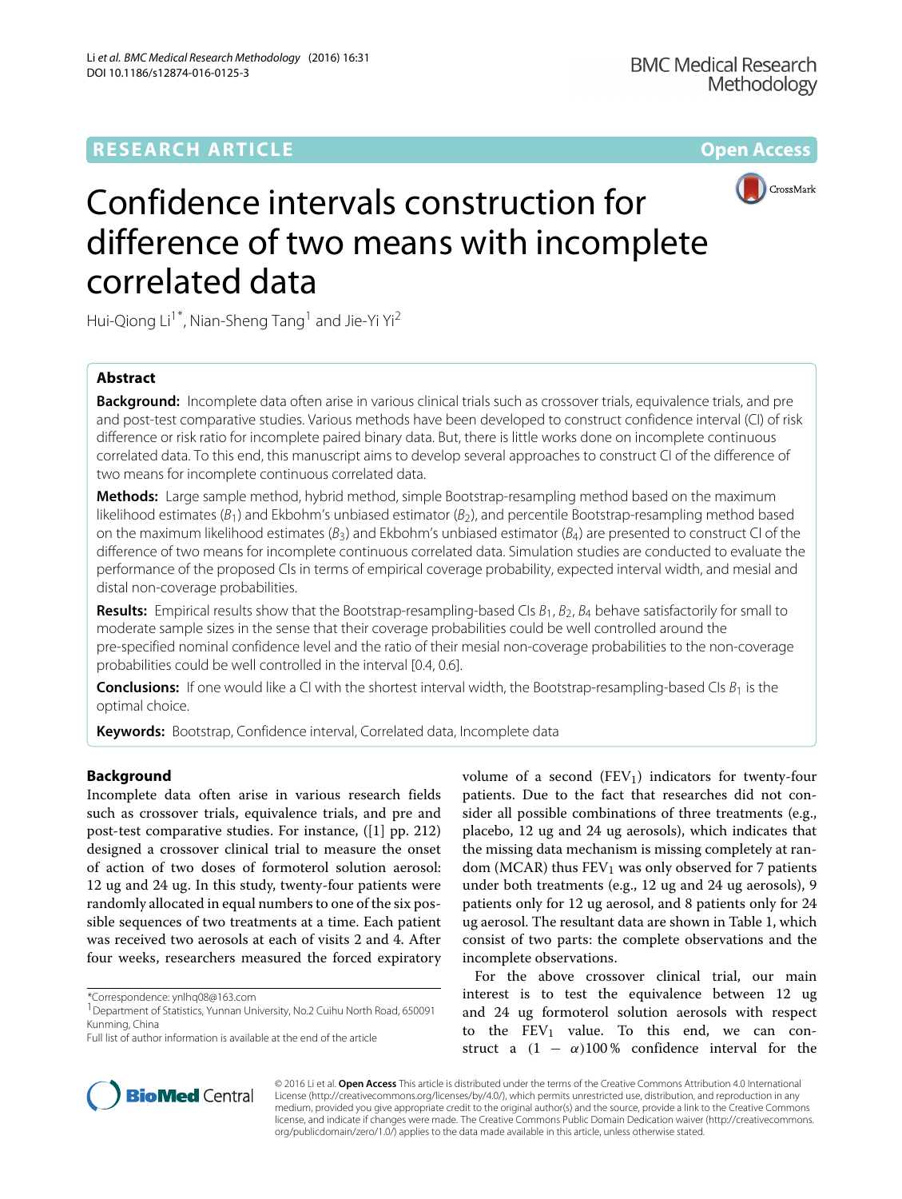RESEARCH ARTICLE

Open Access

# Confidence intervals construction for difference of two means with incomplete correlated data

Hui-Qiong Li[1*], Nian-Sheng Tang[1] and Jie-Yi Yi[2]

## Abstract

**Background:** Incomplete data often arise in various clinical trials such as crossover trials, equivalence trials, and pre and post-test comparative studies. Various methods have been developed to construct confidence interval (CI) of risk difference or risk ratio for incomplete paired binary data. But, there is little works done on incomplete continuous correlated data. To this end, this manuscript aims to develop several approaches to construct CI of the difference of two means for incomplete continuous correlated data.

**Methods:** Large sample method, hybrid method, simple Bootstrap-resampling method based on the maximum likelihood estimates ($B_1$) and Ekbohm's unbiased estimator ($B_2$), and percentile Bootstrap-resampling method based on the maximum likelihood estimates ($B_3$) and Ekbohm's unbiased estimator ($B_4$) are presented to construct CI of the difference of two means for incomplete continuous correlated data. Simulation studies are conducted to evaluate the performance of the proposed CIs in terms of empirical coverage probability, expected interval width, and mesial and distal non-coverage probabilities.

**Results:** Empirical results show that the Bootstrap-resampling-based CIs $B_1$, $B_2$, $B_4$ behave satisfactorily for small to moderate sample sizes in the sense that their coverage probabilities could be well controlled around the pre-specified nominal confidence level and the ratio of their mesial non-coverage probabilities to the non-coverage probabilities could be well controlled in the interval [0.4, 0.6].

**Conclusions:** If one would like a CI with the shortest interval width, the Bootstrap-resampling-based CIs $B_1$ is the optimal choice.

**Keywords:** Bootstrap, Confidence interval, Correlated data, Incomplete data

## Background

Incomplete data often arise in various research fields such as crossover trials, equivalence trials, and pre and post-test comparative studies. For instance, ([1] pp. 212) designed a crossover clinical trial to measure the onset of action of two doses of formoterol solution aerosol: 12 ug and 24 ug. In this study, twenty-four patients were randomly allocated in equal numbers to one of the six possible sequences of two treatments at a time. Each patient was received two aerosols at each of visits 2 and 4. After four weeks, researchers measured the forced expiratory volume of a second ($FEV_1$) indicators for twenty-four patients. Due to the fact that researches did not consider all possible combinations of three treatments (e.g., placebo, 12 ug and 24 ug aerosols), which indicates that the missing data mechanism is missing completely at random (MCAR) thus $FEV_1$ was only observed for 7 patients under both treatments (e.g., 12 ug and 24 ug aerosols), 9 patients only for 12 ug aerosol, and 8 patients only for 24 ug aerosol. The resultant data are shown in Table 1, which consist of two parts: the complete observations and the incomplete observations.

For the above crossover clinical trial, our main interest is to test the equivalence between 12 ug and 24 ug formoterol solution aerosols with respect to the $FEV_1$ value. To this end, we can construct a $(1 - \alpha)100\,\%$ confidence interval for the

*Correspondence: ynlhq08@163.com
[1]Department of Statistics, Yunnan University, No.2 Cuihu North Road, 650091 Kunming, China
Full list of author information is available at the end of the article

© 2016 Li et al. **Open Access** This article is distributed under the terms of the Creative Commons Attribution 4.0 International License (http://creativecommons.org/licenses/by/4.0/), which permits unrestricted use, distribution, and reproduction in any medium, provided you give appropriate credit to the original author(s) and the source, provide a link to the Creative Commons license, and indicate if changes were made. The Creative Commons Public Domain Dedication waiver (http://creativecommons.org/publicdomain/zero/1.0/) applies to the data made available in this article, unless otherwise stated.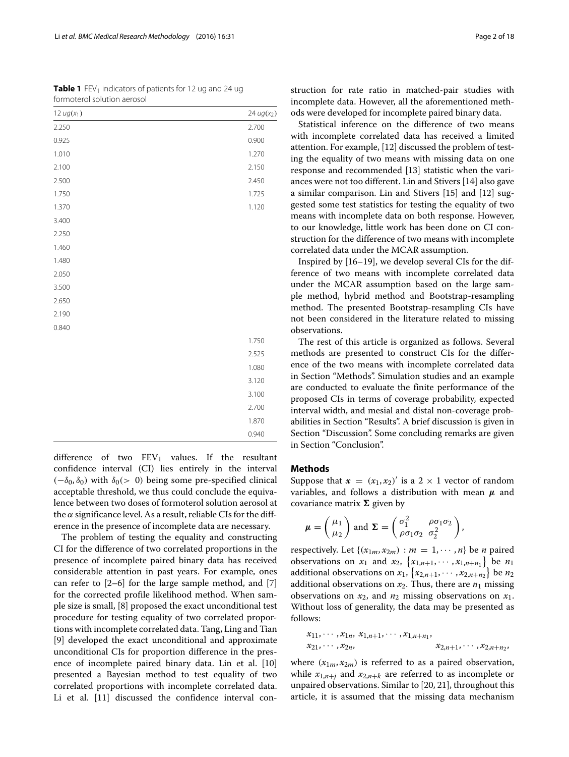**Table 1** $FEV_1$ indicators of patients for 12 ug and 24 ug formoterol solution aerosol

| 12 $ug(x_1)$ | 24 $ug(x_2)$ |
|---|---|
| 2.250 | 2.700 |
| 0.925 | 0.900 |
| 1.010 | 1.270 |
| 2.100 | 2.150 |
| 2.500 | 2.450 |
| 1.750 | 1.725 |
| 1.370 | 1.120 |
| 3.400 | |
| 2.250 | |
| 1.460 | |
| 1.480 | |
| 2.050 | |
| 3.500 | |
| 2.650 | |
| 2.190 | |
| 0.840 | |
| | 1.750 |
| | 2.525 |
| | 1.080 |
| | 3.120 |
| | 3.100 |
| | 2.700 |
| | 1.870 |
| | 0.940 |

difference of two $FEV_1$ values. If the resultant confidence interval (CI) lies entirely in the interval $(-\delta_0, \delta_0)$ with $\delta_0(> 0)$ being some pre-specified clinical acceptable threshold, we thus could conclude the equivalence between two doses of formoterol solution aerosol at the $\alpha$ significance level. As a result, reliable CIs for the difference in the presence of incomplete data are necessary.

The problem of testing the equality and constructing CI for the difference of two correlated proportions in the presence of incomplete paired binary data has received considerable attention in past years. For example, ones can refer to [2–6] for the large sample method, and [7] for the corrected profile likelihood method. When sample size is small, [8] proposed the exact unconditional test procedure for testing equality of two correlated proportions with incomplete correlated data. Tang, Ling and Tian [9] developed the exact unconditional and approximate unconditional CIs for proportion difference in the presence of incomplete paired binary data. Lin et al. [10] presented a Bayesian method to test equality of two correlated proportions with incomplete correlated data. Li et al. [11] discussed the confidence interval construction for rate ratio in matched-pair studies with incomplete data. However, all the aforementioned methods were developed for incomplete paired binary data.

Statistical inference on the difference of two means with incomplete correlated data has received a limited attention. For example, [12] discussed the problem of testing the equality of two means with missing data on one response and recommended [13] statistic when the variances were not too different. Lin and Stivers [14] also gave a similar comparison. Lin and Stivers [15] and [12] suggested some test statistics for testing the equality of two means with incomplete data on both response. However, to our knowledge, little work has been done on CI construction for the difference of two means with incomplete correlated data under the MCAR assumption.

Inspired by [16–19], we develop several CIs for the difference of two means with incomplete correlated data under the MCAR assumption based on the large sample method, hybrid method and Bootstrap-resampling method. The presented Bootstrap-resampling CIs have not been considered in the literature related to missing observations.

The rest of this article is organized as follows. Several methods are presented to construct CIs for the difference of the two means with incomplete correlated data in Section "Methods". Simulation studies and an example are conducted to evaluate the finite performance of the proposed CIs in terms of coverage probability, expected interval width, and mesial and distal non-coverage probabilities in Section "Results". A brief discussion is given in Section "Discussion". Some concluding remarks are given in Section "Conclusion".

## Methods

Suppose that $\boldsymbol{x} = (x_1, x_2)'$ is a $2 \times 1$ vector of random variables, and follows a distribution with mean $\boldsymbol{\mu}$ and covariance matrix $\boldsymbol{\Sigma}$ given by

$$\boldsymbol{\mu} = \begin{pmatrix} \mu_1 \\ \mu_2 \end{pmatrix} \text{ and } \boldsymbol{\Sigma} = \begin{pmatrix} \sigma_1^2 & \rho\sigma_1\sigma_2 \\ \rho\sigma_1\sigma_2 & \sigma_2^2 \end{pmatrix},$$

respectively. Let $\{(x_{1m}, x_{2m}) : m = 1, \cdots, n\}$ be $n$ paired observations on $x_1$ and $x_2$, $\{x_{1,n+1}, \cdots, x_{1,n+n_1}\}$ be $n_1$ additional observations on $x_1$, $\{x_{2,n+1}, \cdots, x_{2,n+n_2}\}$ be $n_2$ additional observations on $x_2$. Thus, there are $n_1$ missing observations on $x_2$, and $n_2$ missing observations on $x_1$. Without loss of generality, the data may be presented as follows:

$$\begin{array}{ll} x_{11}, \cdots, x_{1n}, \; x_{1,n+1}, \cdots, x_{1,n+n_1}, & \\ x_{21}, \cdots, x_{2n}, & x_{2,n+1}, \cdots, x_{2,n+n_2}, \end{array}$$

where $(x_{1m}, x_{2m})$ is referred to as a paired observation, while $x_{1,n+j}$ and $x_{2,n+k}$ are referred to as incomplete or unpaired observations. Similar to [20, 21], throughout this article, it is assumed that the missing data mechanism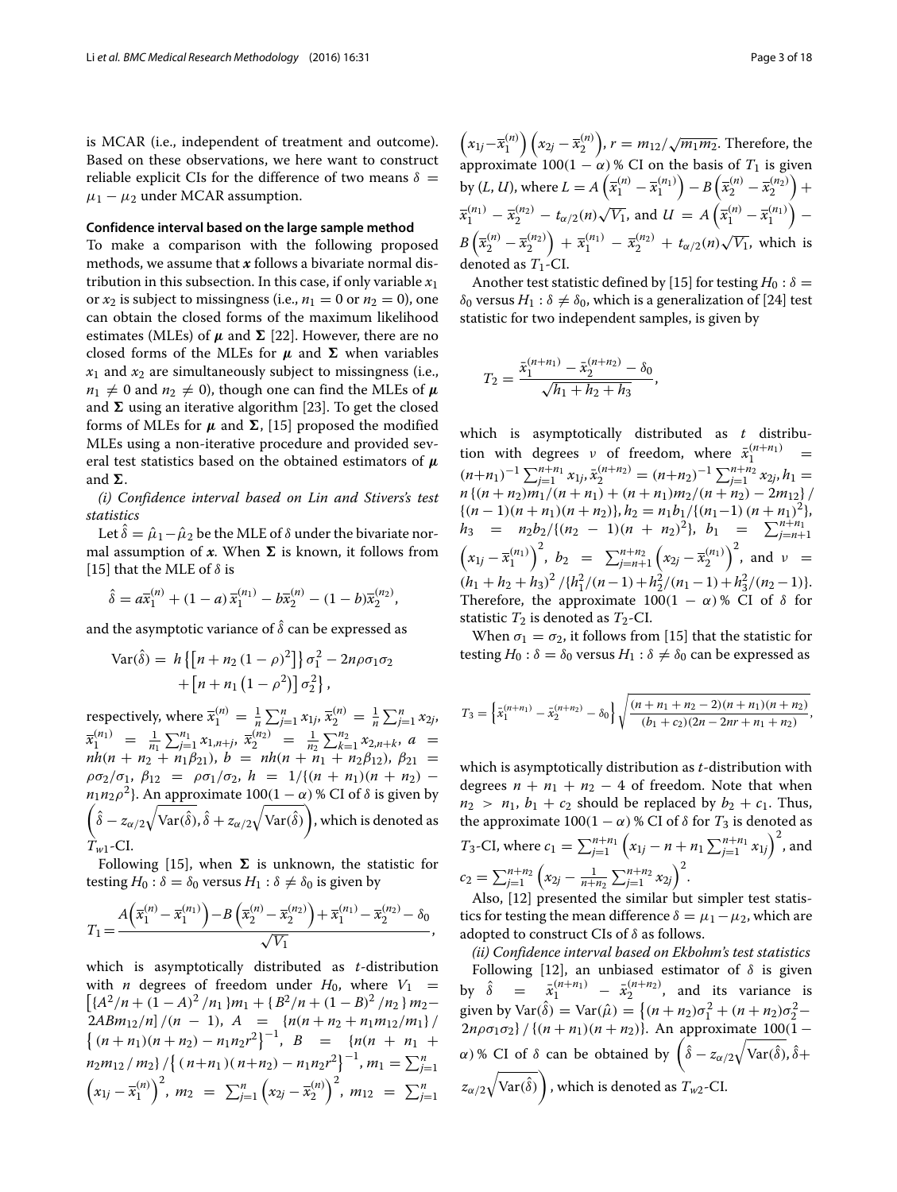is MCAR (i.e., independent of treatment and outcome). Based on these observations, we here want to construct reliable explicit CIs for the difference of two means $\delta = \mu_1 - \mu_2$ under MCAR assumption.

#### Confidence interval based on the large sample method

To make a comparison with the following proposed methods, we assume that $\boldsymbol{x}$ follows a bivariate normal distribution in this subsection. In this case, if only variable $x_1$ or $x_2$ is subject to missingness (i.e., $n_1 = 0$ or $n_2 = 0$), one can obtain the closed forms of the maximum likelihood estimates (MLEs) of $\boldsymbol{\mu}$ and $\boldsymbol{\Sigma}$ [22]. However, there are no closed forms of the MLEs for $\boldsymbol{\mu}$ and $\boldsymbol{\Sigma}$ when variables $x_1$ and $x_2$ are simultaneously subject to missingness (i.e., $n_1 \neq 0$ and $n_2 \neq 0$), though one can find the MLEs of $\boldsymbol{\mu}$ and $\boldsymbol{\Sigma}$ using an iterative algorithm [23]. To get the closed forms of MLEs for $\boldsymbol{\mu}$ and $\boldsymbol{\Sigma}$, [15] proposed the modified MLEs using a non-iterative procedure and provided several test statistics based on the obtained estimators of $\boldsymbol{\mu}$ and $\boldsymbol{\Sigma}$.

*(i) Confidence interval based on Lin and Stivers's test statistics*

Let $\hat{\delta} = \hat{\mu}_1 - \hat{\mu}_2$ be the MLE of $\delta$ under the bivariate normal assumption of $\boldsymbol{x}$. When $\boldsymbol{\Sigma}$ is known, it follows from [15] that the MLE of $\delta$ is

$$\hat{\delta} = a\overline{x}_1^{(n)} + (1-a)\,\overline{x}_1^{(n_1)} - b\overline{x}_2^{(n)} - (1-b)\overline{x}_2^{(n_2)},$$

and the asymptotic variance of $\hat{\delta}$ can be expressed as

$$\begin{aligned}\mathrm{Var}(\hat{\delta}) = \; & h\left\{\left[n + n_2\left(1-\rho\right)^2\right]\right\}\sigma_1^2 - 2n\rho\sigma_1\sigma_2 \\ & + \left[n + n_1\left(1-\rho^2\right)\right]\sigma_2^2\right\},\end{aligned}$$

respectively, where $\overline{x}_1^{(n)} = \frac{1}{n}\sum_{j=1}^{n} x_{1j}$, $\overline{x}_2^{(n)} = \frac{1}{n}\sum_{j=1}^{n} x_{2j}$, $\overline{x}_1^{(n_1)} = \frac{1}{n_1}\sum_{j=1}^{n_1} x_{1,n+j}$, $\overline{x}_2^{(n_2)} = \frac{1}{n_2}\sum_{k=1}^{n_2} x_{2,n+k}$, $a = nh(n + n_2 + n_1\beta_{21})$, $b = nh(n + n_1 + n_2\beta_{12})$, $\beta_{21} = \rho\sigma_2/\sigma_1$, $\beta_{12} = \rho\sigma_1/\sigma_2$, $h = 1/\{(n+n_1)(n+n_2) - n_1n_2\rho^2\}$. An approximate $100(1-\alpha)$ % CI of $\delta$ is given by $\left(\hat{\delta} - z_{\alpha/2}\sqrt{\mathrm{Var}(\hat{\delta})}, \hat{\delta} + z_{\alpha/2}\sqrt{\mathrm{Var}(\hat{\delta})}\right)$, which is denoted as $T_{w1}$-CI.

Following [15], when $\boldsymbol{\Sigma}$ is unknown, the statistic for testing $H_0: \delta = \delta_0$ versus $H_1: \delta \neq \delta_0$ is given by

$$T_1 = \frac{A\left(\overline{x}_1^{(n)} - \overline{x}_1^{(n_1)}\right) - B\left(\overline{x}_2^{(n)} - \overline{x}_2^{(n_2)}\right) + \overline{x}_1^{(n_1)} - \overline{x}_2^{(n_2)} - \delta_0}{\sqrt{V_1}},$$

which is asymptotically distributed as $t$-distribution with $n$ degrees of freedom under $H_0$, where $V_1 = \left[\{A^2/n + (1-A)^2/n_1\}m_1 + \{B^2/n + (1-B)^2/n_2\}m_2 - 2ABm_{12}/n\right]/(n-1)$, $A = \{n(n + n_2 + n_1m_{12}/m_1\}/\left\{(n+n_1)(n+n_2) - n_1n_2r^2\right\}^{-1}$, $B = \{n(n + n_1 + n_2m_{12}/m_2\}/\left\{(n+n_1)(n+n_2) - n_1n_2r^2\right\}^{-1}$, $m_1 = \sum_{j=1}^{n}\left(x_{1j} - \overline{x}_1^{(n)}\right)^2$, $m_2 = \sum_{j=1}^{n}\left(x_{2j} - \overline{x}_2^{(n)}\right)^2$, $m_{12} = \sum_{j=1}^{n}\left(x_{1j} - \overline{x}_1^{(n)}\right)\left(x_{2j} - \overline{x}_2^{(n)}\right)$, $r = m_{12}/\sqrt{m_1m_2}$. Therefore, the approximate $100(1-\alpha)$ % CI on the basis of $T_1$ is given by $(L, U)$, where $L = A\left(\overline{x}_1^{(n)} - \overline{x}_1^{(n_1)}\right) - B\left(\overline{x}_2^{(n)} - \overline{x}_2^{(n_2)}\right) + \overline{x}_1^{(n_1)} - \overline{x}_2^{(n_2)} - t_{\alpha/2}(n)\sqrt{V_1}$, and $U = A\left(\overline{x}_1^{(n)} - \overline{x}_1^{(n_1)}\right) - B\left(\overline{x}_2^{(n)} - \overline{x}_2^{(n_2)}\right) + \overline{x}_1^{(n_1)} - \overline{x}_2^{(n_2)} + t_{\alpha/2}(n)\sqrt{V_1}$, which is denoted as $T_1$-CI.

Another test statistic defined by [15] for testing $H_0: \delta = \delta_0$ versus $H_1: \delta \neq \delta_0$, which is a generalization of [24] test statistic for two independent samples, is given by

$$T_2 = \frac{\bar{x}_1^{(n+n_1)} - \bar{x}_2^{(n+n_2)} - \delta_0}{\sqrt{h_1 + h_2 + h_3}},$$

which is asymptotically distributed as $t$ distribution with degrees $\nu$ of freedom, where $\bar{x}_1^{(n+n_1)} = (n+n_1)^{-1}\sum_{j=1}^{n+n_1} x_{1j}$, $\bar{x}_2^{(n+n_2)} = (n+n_2)^{-1}\sum_{j=1}^{n+n_2} x_{2j}$, $h_1 = n\{(n+n_2)m_1/(n+n_1) + (n+n_1)m_2/(n+n_2) - 2m_{12}\}/\{(n-1)(n+n_1)(n+n_2)\}$, $h_2 = n_1b_1/\{(n_1-1)(n+n_1)^2\}$, $h_3 = n_2b_2/\{(n_2-1)(n+n_2)^2\}$, $b_1 = \sum_{j=n+1}^{n+n_1}\left(x_{1j} - \overline{x}_1^{(n_1)}\right)^2$, $b_2 = \sum_{j=n+1}^{n+n_2}\left(x_{2j} - \overline{x}_2^{(n_1)}\right)^2$, and $\nu = (h_1 + h_2 + h_3)^2/\{h_1^2/(n-1) + h_2^2/(n_1-1) + h_3^2/(n_2-1)\}$. Therefore, the approximate $100(1-\alpha)$ % CI of $\delta$ for statistic $T_2$ is denoted as $T_2$-CI.

When $\sigma_1 = \sigma_2$, it follows from [15] that the statistic for testing $H_0: \delta = \delta_0$ versus $H_1: \delta \neq \delta_0$ can be expressed as

$$T_3 = \left\{\bar{x}_1^{(n+n_1)} - \bar{x}_2^{(n+n_2)} - \delta_0\right\}\sqrt{\frac{(n+n_1+n_2-2)(n+n_1)(n+n_2)}{(b_1+c_2)(2n-2nr+n_1+n_2)}},$$

which is asymptotically distribution as $t$-distribution with degrees $n + n_1 + n_2 - 4$ of freedom. Note that when $n_2 > n_1$, $b_1 + c_2$ should be replaced by $b_2 + c_1$. Thus, the approximate $100(1-\alpha)$ % CI of $\delta$ for $T_3$ is denoted as $T_3$-CI, where $c_1 = \sum_{j=1}^{n+n_1}\left(x_{1j} - n + n_1\sum_{j=1}^{n+n_1} x_{1j}\right)^2$, and $c_2 = \sum_{j=1}^{n+n_2}\left(x_{2j} - \frac{1}{n+n_2}\sum_{j=1}^{n+n_2} x_{2j}\right)^2$.

Also, [12] presented the similar but simpler test statistics for testing the mean difference $\delta = \mu_1 - \mu_2$, which are adopted to construct CIs of $\delta$ as follows.

*(ii) Confidence interval based on Ekbohm's test statistics*

Following [12], an unbiased estimator of $\delta$ is given by $\hat{\delta} = \bar{x}_1^{(n+n_1)} - \bar{x}_2^{(n+n_2)}$, and its variance is given by $\mathrm{Var}(\hat{\delta}) = \mathrm{Var}(\hat{\mu}) = \left\{(n+n_2)\sigma_1^2 + (n+n_2)\sigma_2^2 - 2n\rho\sigma_1\sigma_2\right\}/\{(n+n_1)(n+n_2)\}$. An approximate $100(1-\alpha)$ % CI of $\delta$ can be obtained by $\left(\hat{\delta} - z_{\alpha/2}\sqrt{\mathrm{Var}(\hat{\delta})}, \hat{\delta} + z_{\alpha/2}\sqrt{\mathrm{Var}(\hat{\delta})}\right)$, which is denoted as $T_{w2}$-CI.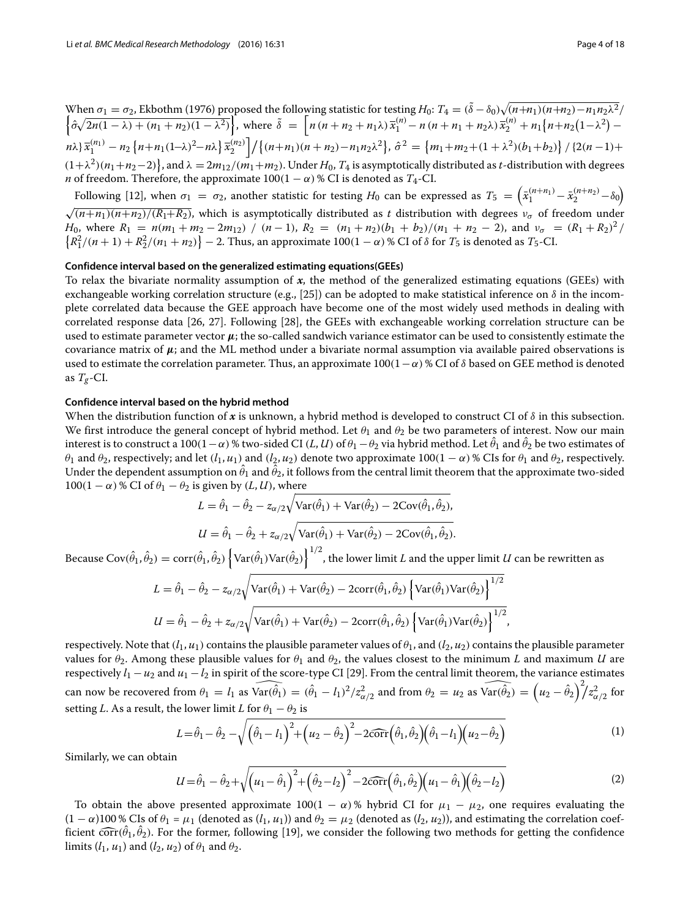When $\sigma_1 = \sigma_2$, Ekbothm (1976) proposed the following statistic for testing $H_0$: $T_4 = (\tilde{\delta} - \delta_0)\sqrt{(n+n_1)(n+n_2) - n_1 n_2 \lambda^2} / \left\{\hat{\sigma}\sqrt{2n(1-\lambda) + (n_1+n_2)(1-\lambda^2)}\right\}$, where $\tilde{\delta} = \left[n\,(n+n_2+n_1\lambda)\,\bar{x}_1^{(n)} - n\,(n+n_1+n_2\lambda)\,\bar{x}_2^{(n)} + n_1\left\{n+n_2\left(1-\lambda^2\right) - n\lambda\right\}\bar{x}_1^{(n_1)} - n_2\left\{n+n_1(1-\lambda)^2 - n\lambda\right\}\bar{x}_2^{(n_2)}\right] \Big/ \left\{(n+n_1)(n+n_2) - n_1 n_2 \lambda^2\right\}$, $\hat{\sigma}^2 = \left\{m_1+m_2+(1+\lambda^2)(b_1+b_2)\right\} / \left\{2(n-1) + (1+\lambda^2)(n_1+n_2-2)\right\}$, and $\lambda = 2m_{12}/(m_1+m_2)$. Under $H_0$, $T_4$ is asymptotically distributed as $t$-distribution with degrees $n$ of freedom. Therefore, the approximate $100(1-\alpha)$ % CI is denoted as $T_4$-CI.

Following [12], when $\sigma_1 = \sigma_2$, another statistic for testing $H_0$ can be expressed as $T_5 = \left(\bar{x}_1^{(n+n_1)} - \bar{x}_2^{(n+n_2)} - \delta_0\right)\sqrt{(n+n_1)(n+n_2)/(R_1+R_2)}$, which is asymptotically distributed as $t$ distribution with degrees $\nu_\sigma$ of freedom under $H_0$, where $R_1 = n(m_1+m_2-2m_{12}) \,/\, (n-1)$, $R_2 = (n_1+n_2)(b_1+b_2)/(n_1+n_2-2)$, and $\nu_\sigma = (R_1+R_2)^2 / \left\{R_1^2/(n+1) + R_2^2/(n_1+n_2)\right\} - 2$. Thus, an approximate $100(1-\alpha)$ % CI of $\delta$ for $T_5$ is denoted as $T_5$-CI.

#### Confidence interval based on the generalized estimating equations(GEEs)

To relax the bivariate normality assumption of $\boldsymbol{x}$, the method of the generalized estimating equations (GEEs) with exchangeable working correlation structure (e.g., [25]) can be adopted to make statistical inference on $\delta$ in the incomplete correlated data because the GEE approach have become one of the most widely used methods in dealing with correlated response data [26, 27]. Following [28], the GEEs with exchangeable working correlation structure can be used to estimate parameter vector $\boldsymbol{\mu}$; the so-called sandwich variance estimator can be used to consistently estimate the covariance matrix of $\boldsymbol{\mu}$; and the ML method under a bivariate normal assumption via available paired observations is used to estimate the correlation parameter. Thus, an approximate $100(1-\alpha)$ % CI of $\delta$ based on GEE method is denoted as $T_g$-CI.

#### Confidence interval based on the hybrid method

When the distribution function of $\boldsymbol{x}$ is unknown, a hybrid method is developed to construct CI of $\delta$ in this subsection. We first introduce the general concept of hybrid method. Let $\theta_1$ and $\theta_2$ be two parameters of interest. Now our main interest is to construct a $100(1-\alpha)$ % two-sided CI $(L, U)$ of $\theta_1 - \theta_2$ via hybrid method. Let $\hat{\theta}_1$ and $\hat{\theta}_2$ be two estimates of $\theta_1$ and $\theta_2$, respectively; and let $(l_1, u_1)$ and $(l_2, u_2)$ denote two approximate $100(1-\alpha)$ % CIs for $\theta_1$ and $\theta_2$, respectively. Under the dependent assumption on $\hat{\theta}_1$ and $\hat{\theta}_2$, it follows from the central limit theorem that the approximate two-sided $100(1-\alpha)$ % CI of $\theta_1 - \theta_2$ is given by $(L, U)$, where

$$L = \hat{\theta}_1 - \hat{\theta}_2 - z_{\alpha/2}\sqrt{\mathrm{Var}(\hat{\theta}_1) + \mathrm{Var}(\hat{\theta}_2) - 2\mathrm{Cov}(\hat{\theta}_1, \hat{\theta}_2)},$$

$$U = \hat{\theta}_1 - \hat{\theta}_2 + z_{\alpha/2}\sqrt{\mathrm{Var}(\hat{\theta}_1) + \mathrm{Var}(\hat{\theta}_2) - 2\mathrm{Cov}(\hat{\theta}_1, \hat{\theta}_2)}.$$

Because $\mathrm{Cov}(\hat{\theta}_1, \hat{\theta}_2) = \mathrm{corr}(\hat{\theta}_1, \hat{\theta}_2)\left\{\mathrm{Var}(\hat{\theta}_1)\mathrm{Var}(\hat{\theta}_2)\right\}^{1/2}$, the lower limit $L$ and the upper limit $U$ can be rewritten as

$$L = \hat{\theta}_1 - \hat{\theta}_2 - z_{\alpha/2}\sqrt{\mathrm{Var}(\hat{\theta}_1) + \mathrm{Var}(\hat{\theta}_2) - 2\mathrm{corr}(\hat{\theta}_1, \hat{\theta}_2)\left\{\mathrm{Var}(\hat{\theta}_1)\mathrm{Var}(\hat{\theta}_2)\right\}^{1/2}}$$

$$U = \hat{\theta}_1 - \hat{\theta}_2 + z_{\alpha/2}\sqrt{\mathrm{Var}(\hat{\theta}_1) + \mathrm{Var}(\hat{\theta}_2) - 2\mathrm{corr}(\hat{\theta}_1, \hat{\theta}_2)\left\{\mathrm{Var}(\hat{\theta}_1)\mathrm{Var}(\hat{\theta}_2)\right\}^{1/2}},$$

respectively. Note that $(l_1, u_1)$ contains the plausible parameter values of $\theta_1$, and $(l_2, u_2)$ contains the plausible parameter values for $\theta_2$. Among these plausible values for $\theta_1$ and $\theta_2$, the values closest to the minimum $L$ and maximum $U$ are respectively $l_1 - u_2$ and $u_1 - l_2$ in spirit of the score-type CI [29]. From the central limit theorem, the variance estimates can now be recovered from $\theta_1 = l_1$ as $\widehat{\mathrm{Var}(\hat{\theta}_1)} = (\hat{\theta}_1 - l_1)^2/z_{\alpha/2}^2$ and from $\theta_2 = u_2$ as $\widehat{\mathrm{Var}(\hat{\theta}_2)} = \left(u_2 - \hat{\theta}_2\right)^2 \Big/ z_{\alpha/2}^2$ for setting $L$. As a result, the lower limit $L$ for $\theta_1 - \theta_2$ is

$$L = \hat{\theta}_1 - \hat{\theta}_2 - \sqrt{\left(\hat{\theta}_1 - l_1\right)^2 + \left(u_2 - \hat{\theta}_2\right)^2 - 2\widehat{\mathrm{corr}}\left(\hat{\theta}_1, \hat{\theta}_2\right)\left(\hat{\theta}_1 - l_1\right)\left(u_2 - \hat{\theta}_2\right)} \tag{1}$$

Similarly, we can obtain

$$U = \hat{\theta}_1 - \hat{\theta}_2 + \sqrt{\left(u_1 - \hat{\theta}_1\right)^2 + \left(\hat{\theta}_2 - l_2\right)^2 - 2\widehat{\mathrm{corr}}\left(\hat{\theta}_1, \hat{\theta}_2\right)\left(u_1 - \hat{\theta}_1\right)\left(\hat{\theta}_2 - l_2\right)} \tag{2}$$

To obtain the above presented approximate $100(1-\alpha)$ % hybrid CI for $\mu_1 - \mu_2$, one requires evaluating the $(1-\alpha)100$ % CIs of $\theta_1 = \mu_1$ (denoted as $(l_1, u_1)$) and $\theta_2 = \mu_2$ (denoted as $(l_2, u_2)$), and estimating the correlation coefficient $\widehat{\mathrm{corr}}(\hat{\theta}_1, \hat{\theta}_2)$. For the former, following [19], we consider the following two methods for getting the confidence limits $(l_1, u_1)$ and $(l_2, u_2)$ of $\theta_1$ and $\theta_2$.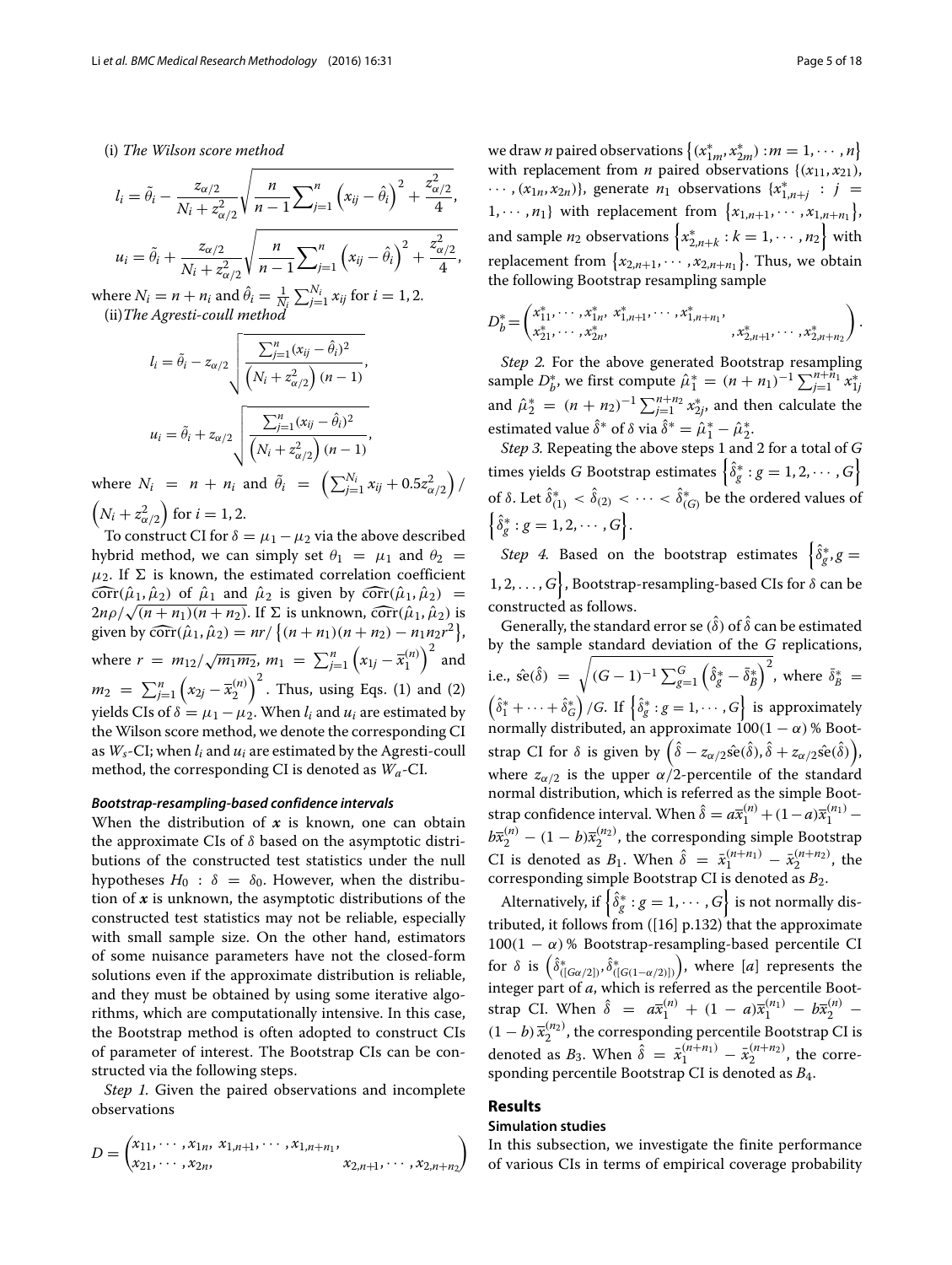(i) *The Wilson score method*

$$l_i = \tilde{\theta}_i - \frac{z_{\alpha/2}}{N_i + z_{\alpha/2}^2}\sqrt{\frac{n}{n-1}\sum_{j=1}^{n}\left(x_{ij} - \hat{\theta}_i\right)^2 + \frac{z_{\alpha/2}^2}{4}},$$

$$u_i = \tilde{\theta}_i + \frac{z_{\alpha/2}}{N_i + z_{\alpha/2}^2}\sqrt{\frac{n}{n-1}\sum_{j=1}^{n}\left(x_{ij} - \hat{\theta}_i\right)^2 + \frac{z_{\alpha/2}^2}{4}},$$

where $N_i = n + n_i$ and $\hat{\theta}_i = \frac{1}{N_i}\sum_{j=1}^{N_i} x_{ij}$ for $i = 1, 2$.

(ii) *The Agresti-coull method*

$$l_i = \tilde{\theta}_i - z_{\alpha/2}\sqrt{\frac{\sum_{j=1}^{n}(x_{ij} - \hat{\theta}_i)^2}{\left(N_i + z_{\alpha/2}^2\right)(n-1)}},$$

$$u_i = \tilde{\theta}_i + z_{\alpha/2}\sqrt{\frac{\sum_{j=1}^{n}(x_{ij} - \hat{\theta}_i)^2}{\left(N_i + z_{\alpha/2}^2\right)(n-1)}},$$

where $N_i = n + n_i$ and $\tilde{\theta}_i = \left(\sum_{j=1}^{N_i} x_{ij} + 0.5z_{\alpha/2}^2\right) / \left(N_i + z_{\alpha/2}^2\right)$ for $i = 1, 2$.

To construct CI for $\delta = \mu_1 - \mu_2$ via the above described hybrid method, we can simply set $\theta_1 = \mu_1$ and $\theta_2 = \mu_2$. If $\Sigma$ is known, the estimated correlation coefficient $\widehat{\text{corr}}(\hat{\mu}_1, \hat{\mu}_2)$ of $\hat{\mu}_1$ and $\hat{\mu}_2$ is given by $\widehat{\text{corr}}(\hat{\mu}_1, \hat{\mu}_2) = 2n\rho/\sqrt{(n+n_1)(n+n_2)}$. If $\Sigma$ is unknown, $\widehat{\text{corr}}(\hat{\mu}_1, \hat{\mu}_2)$ is given by $\widehat{\text{corr}}(\hat{\mu}_1, \hat{\mu}_2) = nr/\left\{(n+n_1)(n+n_2) - n_1 n_2 r^2\right\}$, where $r = m_{12}/\sqrt{m_1 m_2}$, $m_1 = \sum_{j=1}^{n}\left(x_{1j} - \bar{x}_1^{(n)}\right)^2$ and $m_2 = \sum_{j=1}^{n}\left(x_{2j} - \bar{x}_2^{(n)}\right)^2$. Thus, using Eqs. (1) and (2) yields CIs of $\delta = \mu_1 - \mu_2$. When $l_i$ and $u_i$ are estimated by the Wilson score method, we denote the corresponding CI as $W_s$-CI; when $l_i$ and $u_i$ are estimated by the Agresti-coull method, the corresponding CI is denoted as $W_a$-CI.

#### *Bootstrap-resampling-based confidence intervals*

When the distribution of $\boldsymbol{x}$ is known, one can obtain the approximate CIs of $\delta$ based on the asymptotic distributions of the constructed test statistics under the null hypotheses $H_0 : \delta = \delta_0$. However, when the distribution of $\boldsymbol{x}$ is unknown, the asymptotic distributions of the constructed test statistics may not be reliable, especially with small sample size. On the other hand, estimators of some nuisance parameters have not the closed-form solutions even if the approximate distribution is reliable, and they must be obtained by using some iterative algorithms, which are computationally intensive. In this case, the Bootstrap method is often adopted to construct CIs of parameter of interest. The Bootstrap CIs can be constructed via the following steps.

*Step 1.* Given the paired observations and incomplete observations

$$D = \begin{pmatrix} x_{11}, \cdots, x_{1n}, \; x_{1,n+1}, \cdots, x_{1,n+n_1}, & \\ x_{21}, \cdots, x_{2n}, & x_{2,n+1}, \cdots, x_{2,n+n_2} \end{pmatrix}$$

we draw $n$ paired observations $\left\{(x_{1m}^*, x_{2m}^*) : m = 1, \cdots, n\right\}$ with replacement from $n$ paired observations $\{(x_{11}, x_{21}), \cdots, (x_{1n}, x_{2n})\}$, generate $n_1$ observations $\{x_{1,n+j}^* : j = 1, \cdots, n_1\}$ with replacement from $\left\{x_{1,n+1}, \cdots, x_{1,n+n_1}\right\}$, and sample $n_2$ observations $\left\{x_{2,n+k}^* : k = 1, \cdots, n_2\right\}$ with replacement from $\left\{x_{2,n+1}, \cdots, x_{2,n+n_1}\right\}$. Thus, we obtain the following Bootstrap resampling sample

$$D_b^* = \begin{pmatrix} x_{11}^*, \cdots, x_{1n}^*, \; x_{1,n+1}^*, \cdots, x_{1,n+n_1}^*, & \\ x_{21}^*, \cdots, x_{2n}^*, & , x_{2,n+1}^*, \cdots, x_{2,n+n_2}^* \end{pmatrix}.$$

*Step 2.* For the above generated Bootstrap resampling sample $D_b^*$, we first compute $\hat{\mu}_1^* = (n+n_1)^{-1}\sum_{j=1}^{n+n_1} x_{1j}^*$ and $\hat{\mu}_2^* = (n+n_2)^{-1}\sum_{j=1}^{n+n_2} x_{2j}^*$, and then calculate the estimated value $\hat{\delta}^*$ of $\delta$ via $\hat{\delta}^* = \hat{\mu}_1^* - \hat{\mu}_2^*$.

*Step 3.* Repeating the above steps 1 and 2 for a total of $G$ times yields $G$ Bootstrap estimates $\left\{\hat{\delta}_g^* : g = 1, 2, \cdots, G\right\}$ of $\delta$. Let $\hat{\delta}_{(1)}^* < \hat{\delta}_{(2)} < \cdots < \hat{\delta}_{(G)}^*$ be the ordered values of $\left\{\hat{\delta}_g^* : g = 1, 2, \cdots, G\right\}$.

*Step 4.* Based on the bootstrap estimates $\left\{\hat{\delta}_g^*, g = 1, 2, \ldots, G\right\}$, Bootstrap-resampling-based CIs for $\delta$ can be constructed as follows.

Generally, the standard error se $(\hat{\delta})$ of $\hat{\delta}$ can be estimated by the sample standard deviation of the $G$ replications, i.e., $\hat{\text{se}}(\hat{\delta}) = \sqrt{(G-1)^{-1}\sum_{g=1}^{G}\left(\hat{\delta}_g^* - \bar{\delta}_B^*\right)^2}$, where $\bar{\delta}_B^* = \left(\hat{\delta}_1^* + \cdots + \hat{\delta}_G^*\right)/G$. If $\left\{\hat{\delta}_g^* : g = 1, \cdots, G\right\}$ is approximately normally distributed, an approximate $100(1-\alpha)$ % Bootstrap CI for $\delta$ is given by $\left(\hat{\delta} - z_{\alpha/2}\hat{\text{se}}(\hat{\delta}), \hat{\delta} + z_{\alpha/2}\hat{\text{se}}(\hat{\delta})\right)$, where $z_{\alpha/2}$ is the upper $\alpha/2$-percentile of the standard normal distribution, which is referred as the simple Bootstrap confidence interval. When $\hat{\delta} = a\bar{x}_1^{(n)} + (1-a)\bar{x}_1^{(n_1)} - b\bar{x}_2^{(n)} - (1-b)\bar{x}_2^{(n_2)}$, the corresponding simple Bootstrap CI is denoted as $B_1$. When $\hat{\delta} = \bar{x}_1^{(n+n_1)} - \bar{x}_2^{(n+n_2)}$, the corresponding simple Bootstrap CI is denoted as $B_2$.

Alternatively, if $\left\{\hat{\delta}_g^* : g = 1, \cdots, G\right\}$ is not normally distributed, it follows from ([16] p.132) that the approximate $100(1-\alpha)$ % Bootstrap-resampling-based percentile CI for $\delta$ is $\left(\hat{\delta}_{([G\alpha/2])}^*, \hat{\delta}_{([G(1-\alpha/2)])}^*\right)$, where $[a]$ represents the integer part of $a$, which is referred as the percentile Bootstrap CI. When $\hat{\delta} = a\bar{x}_1^{(n)} + (1-a)\bar{x}_1^{(n_1)} - b\bar{x}_2^{(n)} - (1-b)\bar{x}_2^{(n_2)}$, the corresponding percentile Bootstrap CI is denoted as $B_3$. When $\hat{\delta} = \bar{x}_1^{(n+n_1)} - \bar{x}_2^{(n+n_2)}$, the corresponding percentile Bootstrap CI is denoted as $B_4$.

## Results

### Simulation studies

In this subsection, we investigate the finite performance of various CIs in terms of empirical coverage probability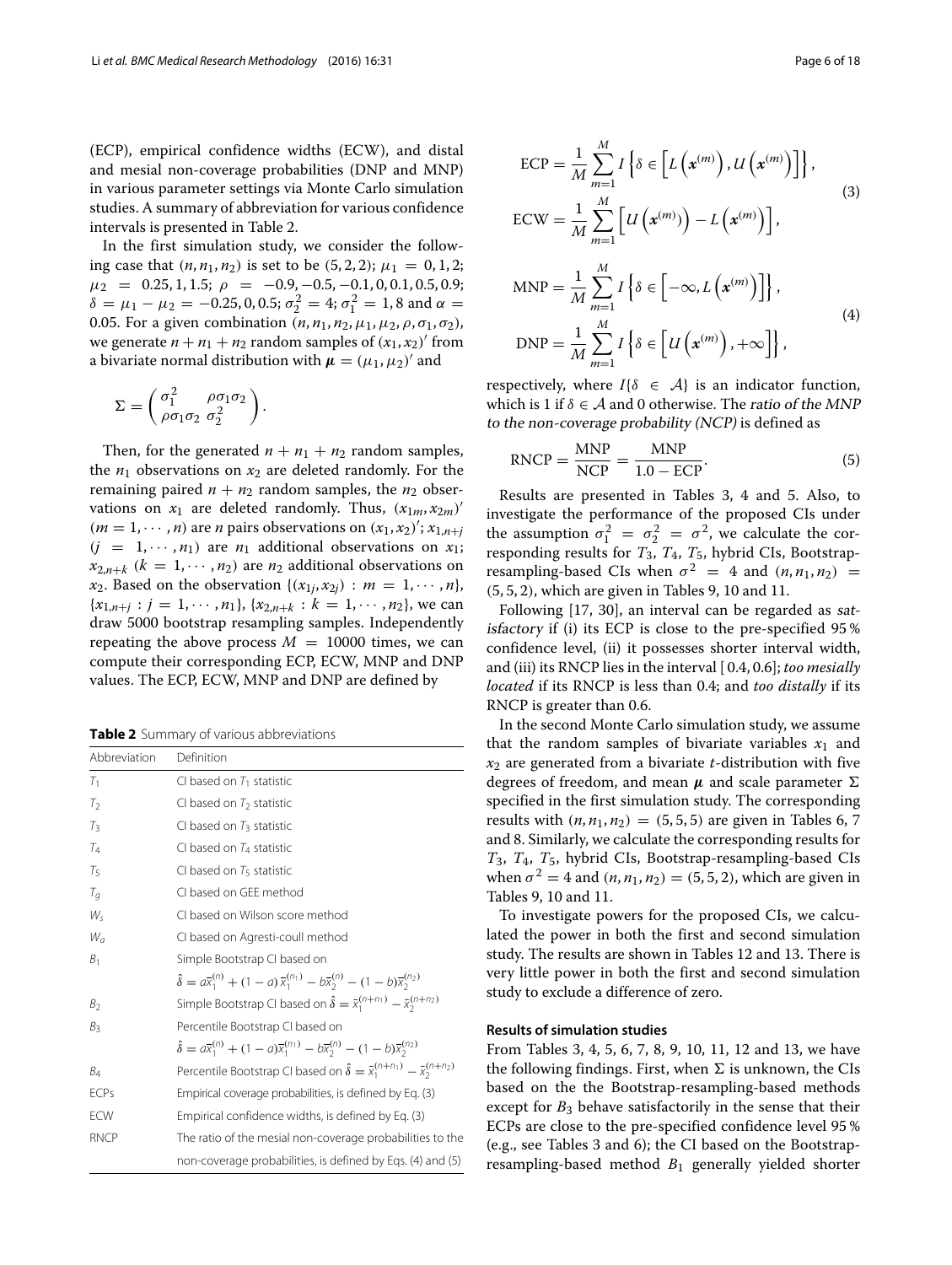(ECP), empirical confidence widths (ECW), and distal and mesial non-coverage probabilities (DNP and MNP) in various parameter settings via Monte Carlo simulation studies. A summary of abbreviation for various confidence intervals is presented in Table 2.

In the first simulation study, we consider the following case that $(n, n_1, n_2)$ is set to be $(5, 2, 2)$; $\mu_1 = 0, 1, 2$; $\mu_2 = 0.25, 1, 1.5$; $\rho = -0.9, -0.5, -0.1, 0, 0.1, 0.5, 0.9$; $\delta = \mu_1 - \mu_2 = -0.25, 0, 0.5$; $\sigma_2^2 = 4$; $\sigma_1^2 = 1, 8$ and $\alpha = 0.05$. For a given combination $(n, n_1, n_2, \mu_1, \mu_2, \rho, \sigma_1, \sigma_2)$, we generate $n + n_1 + n_2$ random samples of $(x_1, x_2)'$ from a bivariate normal distribution with $\boldsymbol{\mu} = (\mu_1, \mu_2)'$ and

$$\Sigma = \begin{pmatrix} \sigma_1^2 & \rho\sigma_1\sigma_2 \\ \rho\sigma_1\sigma_2 & \sigma_2^2 \end{pmatrix}.$$

Then, for the generated $n + n_1 + n_2$ random samples, the $n_1$ observations on $x_2$ are deleted randomly. For the remaining paired $n + n_2$ random samples, the $n_2$ observations on $x_1$ are deleted randomly. Thus, $(x_{1m}, x_{2m})'$ $(m = 1, \cdots, n)$ are $n$ pairs observations on $(x_1, x_2)'$; $x_{1,n+j}$ $(j = 1, \cdots, n_1)$ are $n_1$ additional observations on $x_1$; $x_{2,n+k}$ $(k = 1, \cdots, n_2)$ are $n_2$ additional observations on $x_2$. Based on the observation $\{(x_{1j}, x_{2j}) : m = 1, \cdots, n\}$, $\{x_{1,n+j} : j = 1, \cdots, n_1\}$, $\{x_{2,n+k} : k = 1, \cdots, n_2\}$, we can draw 5000 bootstrap resampling samples. Independently repeating the above process $M = 10000$ times, we can compute their corresponding ECP, ECW, MNP and DNP values. The ECP, ECW, MNP and DNP are defined by

**Table 2** Summary of various abbreviations

| Abbreviation | Definition |
|---|---|
| $T_1$ | CI based on $T_1$ statistic |
| $T_2$ | CI based on $T_2$ statistic |
| $T_3$ | CI based on $T_3$ statistic |
| $T_4$ | CI based on $T_4$ statistic |
| $T_5$ | CI based on $T_5$ statistic |
| $T_g$ | CI based on GEE method |
| $W_s$ | CI based on Wilson score method |
| $W_a$ | CI based on Agresti-coull method |
| $B_1$ | Simple Bootstrap CI based on $\hat{\delta} = a\bar{x}_1^{(n)} + (1-a)\bar{x}_1^{(n_1)} - b\bar{x}_2^{(n)} - (1-b)\bar{x}_2^{(n_2)}$ |
| $B_2$ | Simple Bootstrap CI based on $\hat{\delta} = \bar{x}_1^{(n+n_1)} - \bar{x}_2^{(n+n_2)}$ |
| $B_3$ | Percentile Bootstrap CI based on $\hat{\delta} = a\bar{x}_1^{(n)} + (1-a)\bar{x}_1^{(n_1)} - b\bar{x}_2^{(n)} - (1-b)\bar{x}_2^{(n_2)}$ |
| $B_4$ | Percentile Bootstrap CI based on $\hat{\delta} = \bar{x}_1^{(n+n_1)} - \bar{x}_2^{(n+n_2)}$ |
| ECPs | Empirical coverage probabilities, is defined by Eq. (3) |
| ECW | Empirical confidence widths, is defined by Eq. (3) |
| RNCP | The ratio of the mesial non-coverage probabilities to the non-coverage probabilities, is defined by Eqs. (4) and (5) |

$$\text{ECP} = \frac{1}{M}\sum_{m=1}^{M} I\left\{\delta \in \left[L\left(\boldsymbol{x}^{(m)}\right), U\left(\boldsymbol{x}^{(m)}\right)\right]\right\},$$
$$\text{ECW} = \frac{1}{M}\sum_{m=1}^{M}\left[U\left(\boldsymbol{x}^{(m)}\right) - L\left(\boldsymbol{x}^{(m)}\right)\right], \tag{3}$$

$$\text{MNP} = \frac{1}{M}\sum_{m=1}^{M} I\left\{\delta \in \left[-\infty, L\left(\boldsymbol{x}^{(m)}\right)\right]\right\},$$
$$\text{DNP} = \frac{1}{M}\sum_{m=1}^{M} I\left\{\delta \in \left[U\left(\boldsymbol{x}^{(m)}\right), +\infty\right]\right\}, \tag{4}$$

respectively, where $I\{\delta \in \mathcal{A}\}$ is an indicator function, which is 1 if $\delta \in \mathcal{A}$ and 0 otherwise. The *ratio of the MNP to the non-coverage probability (NCP)* is defined as

$$\text{RNCP} = \frac{\text{MNP}}{\text{NCP}} = \frac{\text{MNP}}{1.0 - \text{ECP}}. \tag{5}$$

Results are presented in Tables 3, 4 and 5. Also, to investigate the performance of the proposed CIs under the assumption $\sigma_1^2 = \sigma_2^2 = \sigma^2$, we calculate the corresponding results for $T_3$, $T_4$, $T_5$, hybrid CIs, Bootstrap-resampling-based CIs when $\sigma^2 = 4$ and $(n, n_1, n_2) = (5, 5, 2)$, which are given in Tables 9, 10 and 11.

Following [17, 30], an interval can be regarded as *satisfactory* if (i) its ECP is close to the pre-specified 95 % confidence level, (ii) it possesses shorter interval width, and (iii) its RNCP lies in the interval [0.4, 0.6]; *too mesially located* if its RNCP is less than 0.4; and *too distally* if its RNCP is greater than 0.6.

In the second Monte Carlo simulation study, we assume that the random samples of bivariate variables $x_1$ and $x_2$ are generated from a bivariate $t$-distribution with five degrees of freedom, and mean $\boldsymbol{\mu}$ and scale parameter $\Sigma$ specified in the first simulation study. The corresponding results with $(n, n_1, n_2) = (5, 5, 5)$ are given in Tables 6, 7 and 8. Similarly, we calculate the corresponding results for $T_3$, $T_4$, $T_5$, hybrid CIs, Bootstrap-resampling-based CIs when $\sigma^2 = 4$ and $(n, n_1, n_2) = (5, 5, 2)$, which are given in Tables 9, 10 and 11.

To investigate powers for the proposed CIs, we calculated the power in both the first and second simulation study. The results are shown in Tables 12 and 13. There is very little power in both the first and second simulation study to exclude a difference of zero.

### Results of simulation studies

From Tables 3, 4, 5, 6, 7, 8, 9, 10, 11, 12 and 13, we have the following findings. First, when $\Sigma$ is unknown, the CIs based on the the Bootstrap-resampling-based methods except for $B_3$ behave satisfactorily in the sense that their ECPs are close to the pre-specified confidence level 95 % (e.g., see Tables 3 and 6); the CI based on the Bootstrap-resampling-based method $B_1$ generally yielded shorter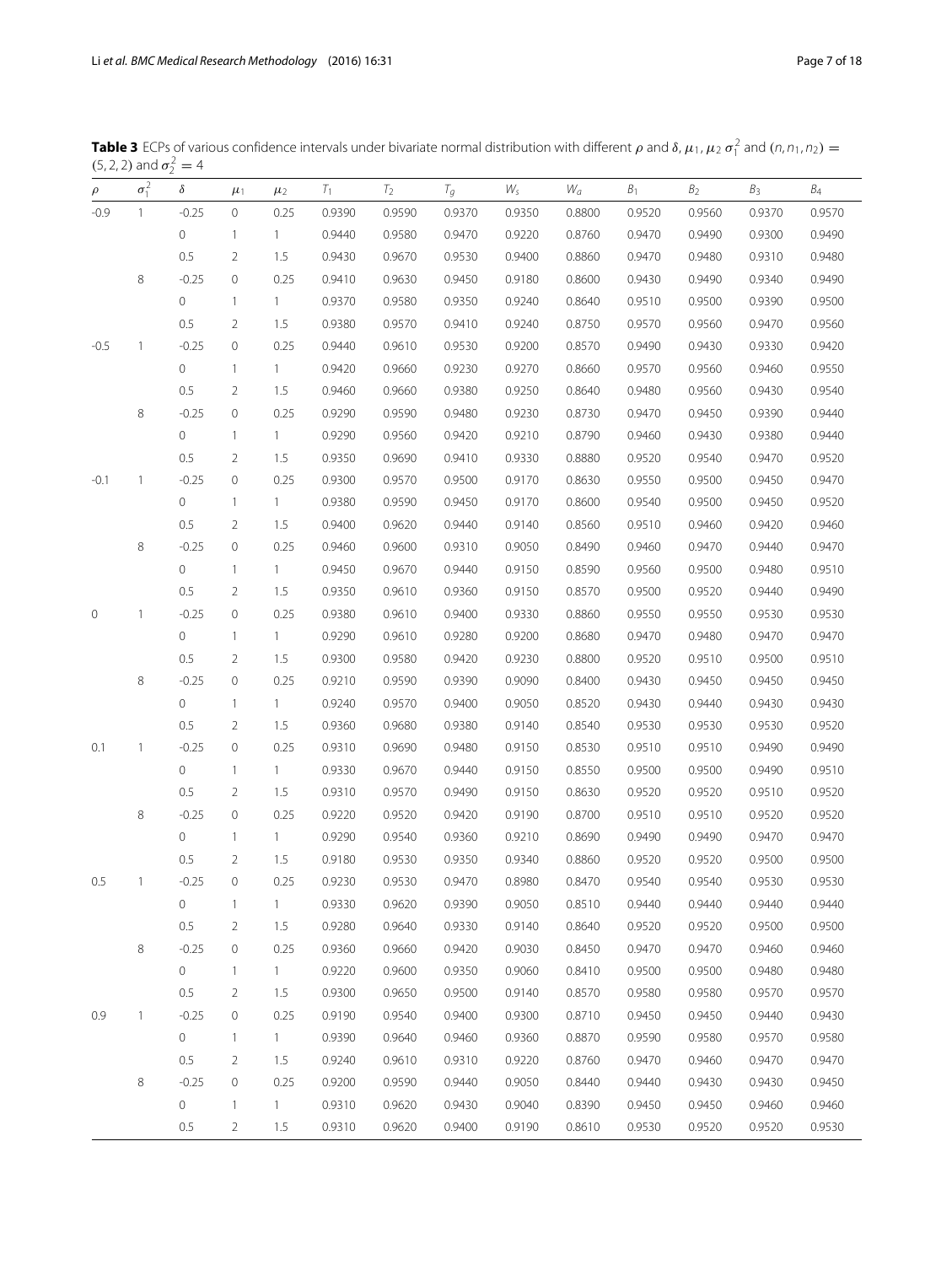**Table 3** ECPs of various confidence intervals under bivariate normal distribution with different $\rho$ and $\delta$, $\mu_1$, $\mu_2$ $\sigma_1^2$ and $(n, n_1, n_2) = (5, 2, 2)$ and $\sigma_2^2 = 4$

| $\rho$ | $\sigma_1^2$ | $\delta$ | $\mu_1$ | $\mu_2$ | $T_1$ | $T_2$ | $T_g$ | $W_s$ | $W_a$ | $B_1$ | $B_2$ | $B_3$ | $B_4$ |
|---|---|---|---|---|---|---|---|---|---|---|---|---|---|
| -0.9 | 1 | -0.25 | 0 | 0.25 | 0.9390 | 0.9590 | 0.9370 | 0.9350 | 0.8800 | 0.9520 | 0.9560 | 0.9370 | 0.9570 |
| | | 0 | 1 | 1 | 0.9440 | 0.9580 | 0.9470 | 0.9220 | 0.8760 | 0.9470 | 0.9490 | 0.9300 | 0.9490 |
| | | 0.5 | 2 | 1.5 | 0.9430 | 0.9670 | 0.9530 | 0.9400 | 0.8860 | 0.9470 | 0.9480 | 0.9310 | 0.9480 |
| | 8 | -0.25 | 0 | 0.25 | 0.9410 | 0.9630 | 0.9450 | 0.9180 | 0.8600 | 0.9430 | 0.9490 | 0.9340 | 0.9490 |
| | | 0 | 1 | 1 | 0.9370 | 0.9580 | 0.9350 | 0.9240 | 0.8640 | 0.9510 | 0.9500 | 0.9390 | 0.9500 |
| | | 0.5 | 2 | 1.5 | 0.9380 | 0.9570 | 0.9410 | 0.9240 | 0.8750 | 0.9570 | 0.9560 | 0.9470 | 0.9560 |
| -0.5 | 1 | -0.25 | 0 | 0.25 | 0.9440 | 0.9610 | 0.9530 | 0.9200 | 0.8570 | 0.9490 | 0.9430 | 0.9330 | 0.9420 |
| | | 0 | 1 | 1 | 0.9420 | 0.9660 | 0.9230 | 0.9270 | 0.8660 | 0.9570 | 0.9560 | 0.9460 | 0.9550 |
| | | 0.5 | 2 | 1.5 | 0.9460 | 0.9660 | 0.9380 | 0.9250 | 0.8640 | 0.9480 | 0.9560 | 0.9430 | 0.9540 |
| | 8 | -0.25 | 0 | 0.25 | 0.9290 | 0.9590 | 0.9480 | 0.9230 | 0.8730 | 0.9470 | 0.9450 | 0.9390 | 0.9440 |
| | | 0 | 1 | 1 | 0.9290 | 0.9560 | 0.9420 | 0.9210 | 0.8790 | 0.9460 | 0.9430 | 0.9380 | 0.9440 |
| | | 0.5 | 2 | 1.5 | 0.9350 | 0.9690 | 0.9410 | 0.9330 | 0.8880 | 0.9520 | 0.9540 | 0.9470 | 0.9520 |
| -0.1 | 1 | -0.25 | 0 | 0.25 | 0.9300 | 0.9570 | 0.9500 | 0.9170 | 0.8630 | 0.9550 | 0.9500 | 0.9450 | 0.9470 |
| | | 0 | 1 | 1 | 0.9380 | 0.9590 | 0.9450 | 0.9170 | 0.8600 | 0.9540 | 0.9500 | 0.9450 | 0.9520 |
| | | 0.5 | 2 | 1.5 | 0.9400 | 0.9620 | 0.9440 | 0.9140 | 0.8560 | 0.9510 | 0.9460 | 0.9420 | 0.9460 |
| | 8 | -0.25 | 0 | 0.25 | 0.9460 | 0.9600 | 0.9310 | 0.9050 | 0.8490 | 0.9460 | 0.9470 | 0.9440 | 0.9470 |
| | | 0 | 1 | 1 | 0.9450 | 0.9670 | 0.9440 | 0.9150 | 0.8590 | 0.9560 | 0.9500 | 0.9480 | 0.9510 |
| | | 0.5 | 2 | 1.5 | 0.9350 | 0.9610 | 0.9360 | 0.9150 | 0.8570 | 0.9500 | 0.9520 | 0.9440 | 0.9490 |
| 0 | 1 | -0.25 | 0 | 0.25 | 0.9380 | 0.9610 | 0.9400 | 0.9330 | 0.8860 | 0.9550 | 0.9550 | 0.9530 | 0.9530 |
| | | 0 | 1 | 1 | 0.9290 | 0.9610 | 0.9280 | 0.9200 | 0.8680 | 0.9470 | 0.9480 | 0.9470 | 0.9470 |
| | | 0.5 | 2 | 1.5 | 0.9300 | 0.9580 | 0.9420 | 0.9230 | 0.8800 | 0.9520 | 0.9510 | 0.9500 | 0.9510 |
| | 8 | -0.25 | 0 | 0.25 | 0.9210 | 0.9590 | 0.9390 | 0.9090 | 0.8400 | 0.9430 | 0.9450 | 0.9450 | 0.9450 |
| | | 0 | 1 | 1 | 0.9240 | 0.9570 | 0.9400 | 0.9050 | 0.8520 | 0.9430 | 0.9440 | 0.9430 | 0.9430 |
| | | 0.5 | 2 | 1.5 | 0.9360 | 0.9680 | 0.9380 | 0.9140 | 0.8540 | 0.9530 | 0.9530 | 0.9530 | 0.9520 |
| 0.1 | 1 | -0.25 | 0 | 0.25 | 0.9310 | 0.9690 | 0.9480 | 0.9150 | 0.8530 | 0.9510 | 0.9510 | 0.9490 | 0.9490 |
| | | 0 | 1 | 1 | 0.9330 | 0.9670 | 0.9440 | 0.9150 | 0.8550 | 0.9500 | 0.9500 | 0.9490 | 0.9510 |
| | | 0.5 | 2 | 1.5 | 0.9310 | 0.9570 | 0.9490 | 0.9150 | 0.8630 | 0.9520 | 0.9520 | 0.9510 | 0.9520 |
| | 8 | -0.25 | 0 | 0.25 | 0.9220 | 0.9520 | 0.9420 | 0.9190 | 0.8700 | 0.9510 | 0.9510 | 0.9520 | 0.9520 |
| | | 0 | 1 | 1 | 0.9290 | 0.9540 | 0.9360 | 0.9210 | 0.8690 | 0.9490 | 0.9490 | 0.9470 | 0.9470 |
| | | 0.5 | 2 | 1.5 | 0.9180 | 0.9530 | 0.9350 | 0.9340 | 0.8860 | 0.9520 | 0.9520 | 0.9500 | 0.9500 |
| 0.5 | 1 | -0.25 | 0 | 0.25 | 0.9230 | 0.9530 | 0.9470 | 0.8980 | 0.8470 | 0.9540 | 0.9540 | 0.9530 | 0.9530 |
| | | 0 | 1 | 1 | 0.9330 | 0.9620 | 0.9390 | 0.9050 | 0.8510 | 0.9440 | 0.9440 | 0.9440 | 0.9440 |
| | | 0.5 | 2 | 1.5 | 0.9280 | 0.9640 | 0.9330 | 0.9140 | 0.8640 | 0.9520 | 0.9520 | 0.9500 | 0.9500 |
| | 8 | -0.25 | 0 | 0.25 | 0.9360 | 0.9660 | 0.9420 | 0.9030 | 0.8450 | 0.9470 | 0.9470 | 0.9460 | 0.9460 |
| | | 0 | 1 | 1 | 0.9220 | 0.9600 | 0.9350 | 0.9060 | 0.8410 | 0.9500 | 0.9500 | 0.9480 | 0.9480 |
| | | 0.5 | 2 | 1.5 | 0.9300 | 0.9650 | 0.9500 | 0.9140 | 0.8570 | 0.9580 | 0.9580 | 0.9570 | 0.9570 |
| 0.9 | 1 | -0.25 | 0 | 0.25 | 0.9190 | 0.9540 | 0.9400 | 0.9300 | 0.8710 | 0.9450 | 0.9450 | 0.9440 | 0.9430 |
| | | 0 | 1 | 1 | 0.9390 | 0.9640 | 0.9460 | 0.9360 | 0.8870 | 0.9590 | 0.9580 | 0.9570 | 0.9580 |
| | | 0.5 | 2 | 1.5 | 0.9240 | 0.9610 | 0.9310 | 0.9220 | 0.8760 | 0.9470 | 0.9460 | 0.9470 | 0.9470 |
| | 8 | -0.25 | 0 | 0.25 | 0.9200 | 0.9590 | 0.9440 | 0.9050 | 0.8440 | 0.9440 | 0.9430 | 0.9430 | 0.9450 |
| | | 0 | 1 | 1 | 0.9310 | 0.9620 | 0.9430 | 0.9040 | 0.8390 | 0.9450 | 0.9450 | 0.9460 | 0.9460 |
| | | 0.5 | 2 | 1.5 | 0.9310 | 0.9620 | 0.9400 | 0.9190 | 0.8610 | 0.9530 | 0.9520 | 0.9520 | 0.9530 |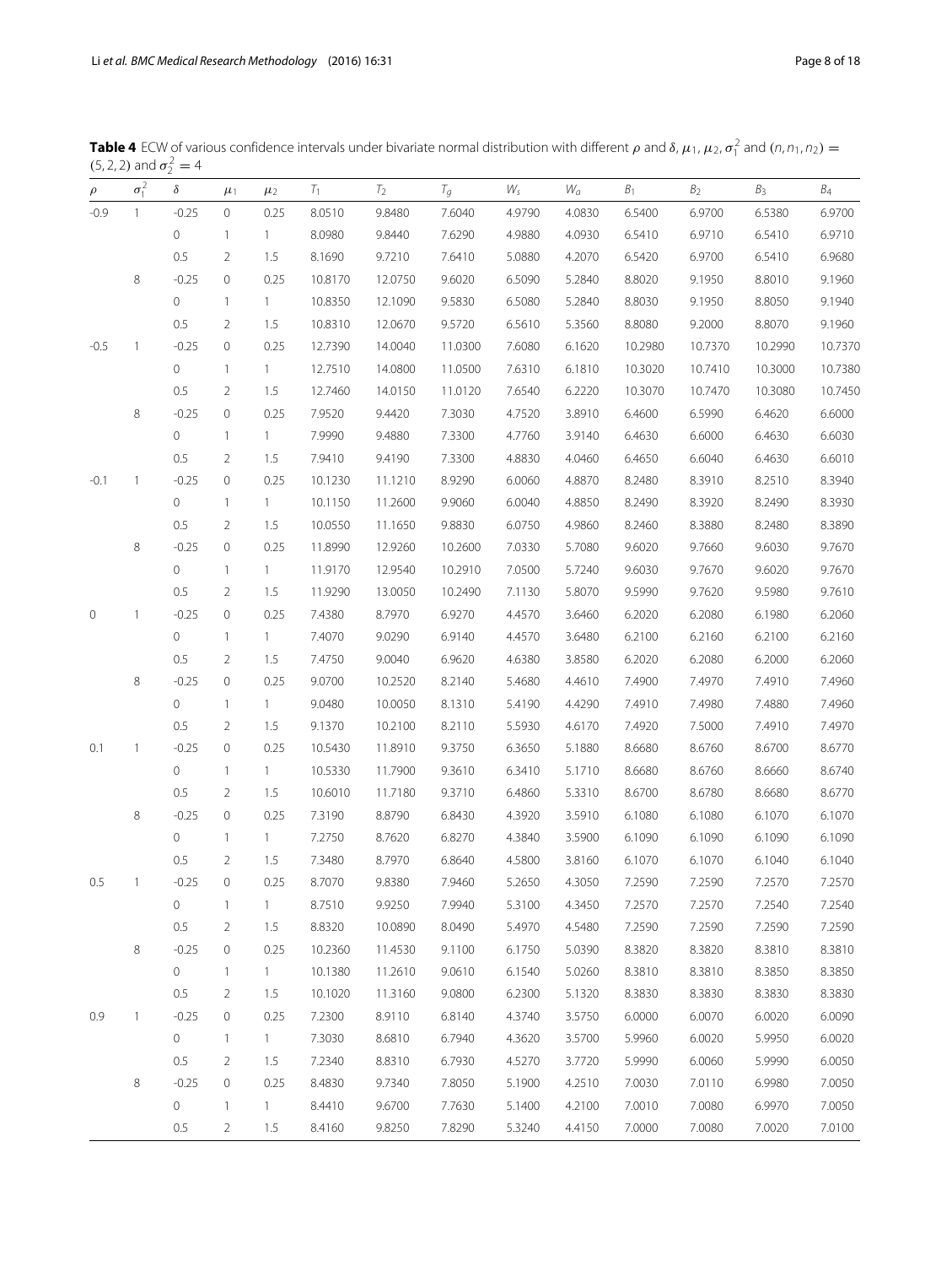**Table 4** ECW of various confidence intervals under bivariate normal distribution with different $\rho$ and $\delta, \mu_1, \mu_2, \sigma_1^2$ and $(n, n_1, n_2) = (5, 2, 2)$ and $\sigma_2^2 = 4$

| $\rho$ | $\sigma_1^2$ | $\delta$ | $\mu_1$ | $\mu_2$ | $T_1$ | $T_2$ | $T_g$ | $W_s$ | $W_a$ | $B_1$ | $B_2$ | $B_3$ | $B_4$ |
|---|---|---|---|---|---|---|---|---|---|---|---|---|---|
| -0.9 | 1 | -0.25 | 0 | 0.25 | 8.0510 | 9.8480 | 7.6040 | 4.9790 | 4.0830 | 6.5400 | 6.9700 | 6.5380 | 6.9700 |
| | | 0 | 1 | 1 | 8.0980 | 9.8440 | 7.6290 | 4.9880 | 4.0930 | 6.5410 | 6.9710 | 6.5410 | 6.9710 |
| | | 0.5 | 2 | 1.5 | 8.1690 | 9.7210 | 7.6410 | 5.0880 | 4.2070 | 6.5420 | 6.9700 | 6.5410 | 6.9680 |
| | 8 | -0.25 | 0 | 0.25 | 10.8170 | 12.0750 | 9.6020 | 6.5090 | 5.2840 | 8.8020 | 9.1950 | 8.8010 | 9.1960 |
| | | 0 | 1 | 1 | 10.8350 | 12.1090 | 9.5830 | 6.5080 | 5.2840 | 8.8030 | 9.1950 | 8.8050 | 9.1940 |
| | | 0.5 | 2 | 1.5 | 10.8310 | 12.0670 | 9.5720 | 6.5610 | 5.3560 | 8.8080 | 9.2000 | 8.8070 | 9.1960 |
| -0.5 | 1 | -0.25 | 0 | 0.25 | 12.7390 | 14.0040 | 11.0300 | 7.6080 | 6.1620 | 10.2980 | 10.7370 | 10.2990 | 10.7370 |
| | | 0 | 1 | 1 | 12.7510 | 14.0800 | 11.0500 | 7.6310 | 6.1810 | 10.3020 | 10.7410 | 10.3000 | 10.7380 |
| | | 0.5 | 2 | 1.5 | 12.7460 | 14.0150 | 11.0120 | 7.6540 | 6.2220 | 10.3070 | 10.7470 | 10.3080 | 10.7450 |
| | 8 | -0.25 | 0 | 0.25 | 7.9520 | 9.4420 | 7.3030 | 4.7520 | 3.8910 | 6.4600 | 6.5990 | 6.4620 | 6.6000 |
| | | 0 | 1 | 1 | 7.9990 | 9.4880 | 7.3300 | 4.7760 | 3.9140 | 6.4630 | 6.6000 | 6.4630 | 6.6030 |
| | | 0.5 | 2 | 1.5 | 7.9410 | 9.4190 | 7.3300 | 4.8830 | 4.0460 | 6.4650 | 6.6040 | 6.4630 | 6.6010 |
| -0.1 | 1 | -0.25 | 0 | 0.25 | 10.1230 | 11.1210 | 8.9290 | 6.0060 | 4.8870 | 8.2480 | 8.3910 | 8.2510 | 8.3940 |
| | | 0 | 1 | 1 | 10.1150 | 11.2600 | 9.9060 | 6.0040 | 4.8850 | 8.2490 | 8.3920 | 8.2490 | 8.3930 |
| | | 0.5 | 2 | 1.5 | 10.0550 | 11.1650 | 9.8830 | 6.0750 | 4.9860 | 8.2460 | 8.3880 | 8.2480 | 8.3890 |
| | 8 | -0.25 | 0 | 0.25 | 11.8990 | 12.9260 | 10.2600 | 7.0330 | 5.7080 | 9.6020 | 9.7660 | 9.6030 | 9.7670 |
| | | 0 | 1 | 1 | 11.9170 | 12.9540 | 10.2910 | 7.0500 | 5.7240 | 9.6030 | 9.7670 | 9.6020 | 9.7670 |
| | | 0.5 | 2 | 1.5 | 11.9290 | 13.0050 | 10.2490 | 7.1130 | 5.8070 | 9.5990 | 9.7620 | 9.5980 | 9.7610 |
| 0 | 1 | -0.25 | 0 | 0.25 | 7.4380 | 8.7970 | 6.9270 | 4.4570 | 3.6460 | 6.2020 | 6.2080 | 6.1980 | 6.2060 |
| | | 0 | 1 | 1 | 7.4070 | 9.0290 | 6.9140 | 4.4570 | 3.6480 | 6.2100 | 6.2160 | 6.2100 | 6.2160 |
| | | 0.5 | 2 | 1.5 | 7.4750 | 9.0040 | 6.9620 | 4.6380 | 3.8580 | 6.2020 | 6.2080 | 6.2000 | 6.2060 |
| | 8 | -0.25 | 0 | 0.25 | 9.0700 | 10.2520 | 8.2140 | 5.4680 | 4.4610 | 7.4900 | 7.4970 | 7.4910 | 7.4960 |
| | | 0 | 1 | 1 | 9.0480 | 10.0050 | 8.1310 | 5.4190 | 4.4290 | 7.4910 | 7.4980 | 7.4880 | 7.4960 |
| | | 0.5 | 2 | 1.5 | 9.1370 | 10.2100 | 8.2110 | 5.5930 | 4.6170 | 7.4920 | 7.5000 | 7.4910 | 7.4970 |
| 0.1 | 1 | -0.25 | 0 | 0.25 | 10.5430 | 11.8910 | 9.3750 | 6.3650 | 5.1880 | 8.6680 | 8.6760 | 8.6700 | 8.6770 |
| | | 0 | 1 | 1 | 10.5330 | 11.7900 | 9.3610 | 6.3410 | 5.1710 | 8.6680 | 8.6760 | 8.6660 | 8.6740 |
| | | 0.5 | 2 | 1.5 | 10.6010 | 11.7180 | 9.3710 | 6.4860 | 5.3310 | 8.6700 | 8.6780 | 8.6680 | 8.6770 |
| | 8 | -0.25 | 0 | 0.25 | 7.3190 | 8.8790 | 6.8430 | 4.3920 | 3.5910 | 6.1080 | 6.1080 | 6.1070 | 6.1070 |
| | | 0 | 1 | 1 | 7.2750 | 8.7620 | 6.8270 | 4.3840 | 3.5900 | 6.1090 | 6.1090 | 6.1090 | 6.1090 |
| | | 0.5 | 2 | 1.5 | 7.3480 | 8.7970 | 6.8640 | 4.5800 | 3.8160 | 6.1070 | 6.1070 | 6.1040 | 6.1040 |
| 0.5 | 1 | -0.25 | 0 | 0.25 | 8.7070 | 9.8380 | 7.9460 | 5.2650 | 4.3050 | 7.2590 | 7.2590 | 7.2570 | 7.2570 |
| | | 0 | 1 | 1 | 8.7510 | 9.9250 | 7.9940 | 5.3100 | 4.3450 | 7.2570 | 7.2570 | 7.2540 | 7.2540 |
| | | 0.5 | 2 | 1.5 | 8.8320 | 10.0890 | 8.0490 | 5.4970 | 4.5480 | 7.2590 | 7.2590 | 7.2590 | 7.2590 |
| | 8 | -0.25 | 0 | 0.25 | 10.2360 | 11.4530 | 9.1100 | 6.1750 | 5.0390 | 8.3820 | 8.3820 | 8.3810 | 8.3810 |
| | | 0 | 1 | 1 | 10.1380 | 11.2610 | 9.0610 | 6.1540 | 5.0260 | 8.3810 | 8.3810 | 8.3850 | 8.3850 |
| | | 0.5 | 2 | 1.5 | 10.1020 | 11.3160 | 9.0800 | 6.2300 | 5.1320 | 8.3830 | 8.3830 | 8.3830 | 8.3830 |
| 0.9 | 1 | -0.25 | 0 | 0.25 | 7.2300 | 8.9110 | 6.8140 | 4.3740 | 3.5750 | 6.0000 | 6.0070 | 6.0020 | 6.0090 |
| | | 0 | 1 | 1 | 7.3030 | 8.6810 | 6.7940 | 4.3620 | 3.5700 | 5.9960 | 6.0020 | 5.9950 | 6.0020 |
| | | 0.5 | 2 | 1.5 | 7.2340 | 8.8310 | 6.7930 | 4.5270 | 3.7720 | 5.9990 | 6.0060 | 5.9990 | 6.0050 |
| | 8 | -0.25 | 0 | 0.25 | 8.4830 | 9.7340 | 7.8050 | 5.1900 | 4.2510 | 7.0030 | 7.0110 | 6.9980 | 7.0050 |
| | | 0 | 1 | 1 | 8.4410 | 9.6700 | 7.7630 | 5.1400 | 4.2100 | 7.0010 | 7.0080 | 6.9970 | 7.0050 |
| | | 0.5 | 2 | 1.5 | 8.4160 | 9.8250 | 7.8290 | 5.3240 | 4.4150 | 7.0000 | 7.0080 | 7.0020 | 7.0100 |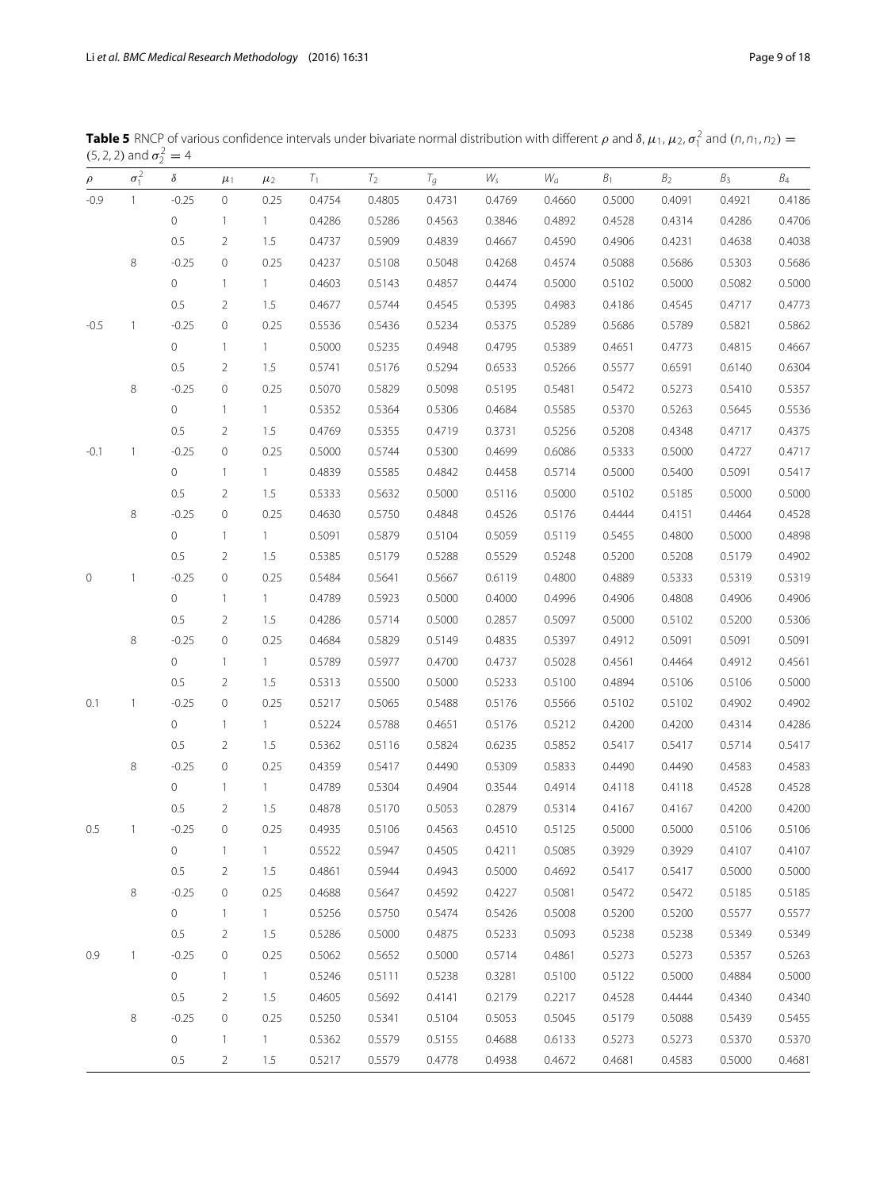**Table 5** RNCP of various confidence intervals under bivariate normal distribution with different $\rho$ and $\delta, \mu_1, \mu_2, \sigma_1^2$ and $(n, n_1, n_2) = (5, 2, 2)$ and $\sigma_2^2 = 4$

| $\rho$ | $\sigma_1^2$ | $\delta$ | $\mu_1$ | $\mu_2$ | $T_1$ | $T_2$ | $T_g$ | $W_s$ | $W_a$ | $B_1$ | $B_2$ | $B_3$ | $B_4$ |
|---|---|---|---|---|---|---|---|---|---|---|---|---|---|
| -0.9 | 1 | -0.25 | 0 | 0.25 | 0.4754 | 0.4805 | 0.4731 | 0.4769 | 0.4660 | 0.5000 | 0.4091 | 0.4921 | 0.4186 |
| | | 0 | 1 | 1 | 0.4286 | 0.5286 | 0.4563 | 0.3846 | 0.4892 | 0.4528 | 0.4314 | 0.4286 | 0.4706 |
| | | 0.5 | 2 | 1.5 | 0.4737 | 0.5909 | 0.4839 | 0.4667 | 0.4590 | 0.4906 | 0.4231 | 0.4638 | 0.4038 |
| | 8 | -0.25 | 0 | 0.25 | 0.4237 | 0.5108 | 0.5048 | 0.4268 | 0.4574 | 0.5088 | 0.5686 | 0.5303 | 0.5686 |
| | | 0 | 1 | 1 | 0.4603 | 0.5143 | 0.4857 | 0.4474 | 0.5000 | 0.5102 | 0.5000 | 0.5082 | 0.5000 |
| | | 0.5 | 2 | 1.5 | 0.4677 | 0.5744 | 0.4545 | 0.5395 | 0.4983 | 0.4186 | 0.4545 | 0.4717 | 0.4773 |
| -0.5 | 1 | -0.25 | 0 | 0.25 | 0.5536 | 0.5436 | 0.5234 | 0.5375 | 0.5289 | 0.5686 | 0.5789 | 0.5821 | 0.5862 |
| | | 0 | 1 | 1 | 0.5000 | 0.5235 | 0.4948 | 0.4795 | 0.5389 | 0.4651 | 0.4773 | 0.4815 | 0.4667 |
| | | 0.5 | 2 | 1.5 | 0.5741 | 0.5176 | 0.5294 | 0.6533 | 0.5266 | 0.5577 | 0.6591 | 0.6140 | 0.6304 |
| | 8 | -0.25 | 0 | 0.25 | 0.5070 | 0.5829 | 0.5098 | 0.5195 | 0.5481 | 0.5472 | 0.5273 | 0.5410 | 0.5357 |
| | | 0 | 1 | 1 | 0.5352 | 0.5364 | 0.5306 | 0.4684 | 0.5585 | 0.5370 | 0.5263 | 0.5645 | 0.5536 |
| | | 0.5 | 2 | 1.5 | 0.4769 | 0.5355 | 0.4719 | 0.3731 | 0.5256 | 0.5208 | 0.4348 | 0.4717 | 0.4375 |
| -0.1 | 1 | -0.25 | 0 | 0.25 | 0.5000 | 0.5744 | 0.5300 | 0.4699 | 0.6086 | 0.5333 | 0.5000 | 0.4727 | 0.4717 |
| | | 0 | 1 | 1 | 0.4839 | 0.5585 | 0.4842 | 0.4458 | 0.5714 | 0.5000 | 0.5400 | 0.5091 | 0.5417 |
| | | 0.5 | 2 | 1.5 | 0.5333 | 0.5632 | 0.5000 | 0.5116 | 0.5000 | 0.5102 | 0.5185 | 0.5000 | 0.5000 |
| | 8 | -0.25 | 0 | 0.25 | 0.4630 | 0.5750 | 0.4848 | 0.4526 | 0.5176 | 0.4444 | 0.4151 | 0.4464 | 0.4528 |
| | | 0 | 1 | 1 | 0.5091 | 0.5879 | 0.5104 | 0.5059 | 0.5119 | 0.5455 | 0.4800 | 0.5000 | 0.4898 |
| | | 0.5 | 2 | 1.5 | 0.5385 | 0.5179 | 0.5288 | 0.5529 | 0.5248 | 0.5200 | 0.5208 | 0.5179 | 0.4902 |
| 0 | 1 | -0.25 | 0 | 0.25 | 0.5484 | 0.5641 | 0.5667 | 0.6119 | 0.4800 | 0.4889 | 0.5333 | 0.5319 | 0.5319 |
| | | 0 | 1 | 1 | 0.4789 | 0.5923 | 0.5000 | 0.4000 | 0.4996 | 0.4906 | 0.4808 | 0.4906 | 0.4906 |
| | | 0.5 | 2 | 1.5 | 0.4286 | 0.5714 | 0.5000 | 0.2857 | 0.5097 | 0.5000 | 0.5102 | 0.5200 | 0.5306 |
| | 8 | -0.25 | 0 | 0.25 | 0.4684 | 0.5829 | 0.5149 | 0.4835 | 0.5397 | 0.4912 | 0.5091 | 0.5091 | 0.5091 |
| | | 0 | 1 | 1 | 0.5789 | 0.5977 | 0.4700 | 0.4737 | 0.5028 | 0.4561 | 0.4464 | 0.4912 | 0.4561 |
| | | 0.5 | 2 | 1.5 | 0.5313 | 0.5500 | 0.5000 | 0.5233 | 0.5100 | 0.4894 | 0.5106 | 0.5106 | 0.5000 |
| 0.1 | 1 | -0.25 | 0 | 0.25 | 0.5217 | 0.5065 | 0.5488 | 0.5176 | 0.5566 | 0.5102 | 0.5102 | 0.4902 | 0.4902 |
| | | 0 | 1 | 1 | 0.5224 | 0.5788 | 0.4651 | 0.5176 | 0.5212 | 0.4200 | 0.4200 | 0.4314 | 0.4286 |
| | | 0.5 | 2 | 1.5 | 0.5362 | 0.5116 | 0.5824 | 0.6235 | 0.5852 | 0.5417 | 0.5417 | 0.5714 | 0.5417 |
| | 8 | -0.25 | 0 | 0.25 | 0.4359 | 0.5417 | 0.4490 | 0.5309 | 0.5833 | 0.4490 | 0.4490 | 0.4583 | 0.4583 |
| | | 0 | 1 | 1 | 0.4789 | 0.5304 | 0.4904 | 0.3544 | 0.4914 | 0.4118 | 0.4118 | 0.4528 | 0.4528 |
| | | 0.5 | 2 | 1.5 | 0.4878 | 0.5170 | 0.5053 | 0.2879 | 0.5314 | 0.4167 | 0.4167 | 0.4200 | 0.4200 |
| 0.5 | 1 | -0.25 | 0 | 0.25 | 0.4935 | 0.5106 | 0.4563 | 0.4510 | 0.5125 | 0.5000 | 0.5000 | 0.5106 | 0.5106 |
| | | 0 | 1 | 1 | 0.5522 | 0.5947 | 0.4505 | 0.4211 | 0.5085 | 0.3929 | 0.3929 | 0.4107 | 0.4107 |
| | | 0.5 | 2 | 1.5 | 0.4861 | 0.5944 | 0.4943 | 0.5000 | 0.4692 | 0.5417 | 0.5417 | 0.5000 | 0.5000 |
| | 8 | -0.25 | 0 | 0.25 | 0.4688 | 0.5647 | 0.4592 | 0.4227 | 0.5081 | 0.5472 | 0.5472 | 0.5185 | 0.5185 |
| | | 0 | 1 | 1 | 0.5256 | 0.5750 | 0.5474 | 0.5426 | 0.5008 | 0.5200 | 0.5200 | 0.5577 | 0.5577 |
| | | 0.5 | 2 | 1.5 | 0.5286 | 0.5000 | 0.4875 | 0.5233 | 0.5093 | 0.5238 | 0.5238 | 0.5349 | 0.5349 |
| 0.9 | 1 | -0.25 | 0 | 0.25 | 0.5062 | 0.5652 | 0.5000 | 0.5714 | 0.4861 | 0.5273 | 0.5273 | 0.5357 | 0.5263 |
| | | 0 | 1 | 1 | 0.5246 | 0.5111 | 0.5238 | 0.3281 | 0.5100 | 0.5122 | 0.5000 | 0.4884 | 0.5000 |
| | | 0.5 | 2 | 1.5 | 0.4605 | 0.5692 | 0.4141 | 0.2179 | 0.2217 | 0.4528 | 0.4444 | 0.4340 | 0.4340 |
| | 8 | -0.25 | 0 | 0.25 | 0.5250 | 0.5341 | 0.5104 | 0.5053 | 0.5045 | 0.5179 | 0.5088 | 0.5439 | 0.5455 |
| | | 0 | 1 | 1 | 0.5362 | 0.5579 | 0.5155 | 0.4688 | 0.6133 | 0.5273 | 0.5273 | 0.5370 | 0.5370 |
| | | 0.5 | 2 | 1.5 | 0.5217 | 0.5579 | 0.4778 | 0.4938 | 0.4672 | 0.4681 | 0.4583 | 0.5000 | 0.4681 |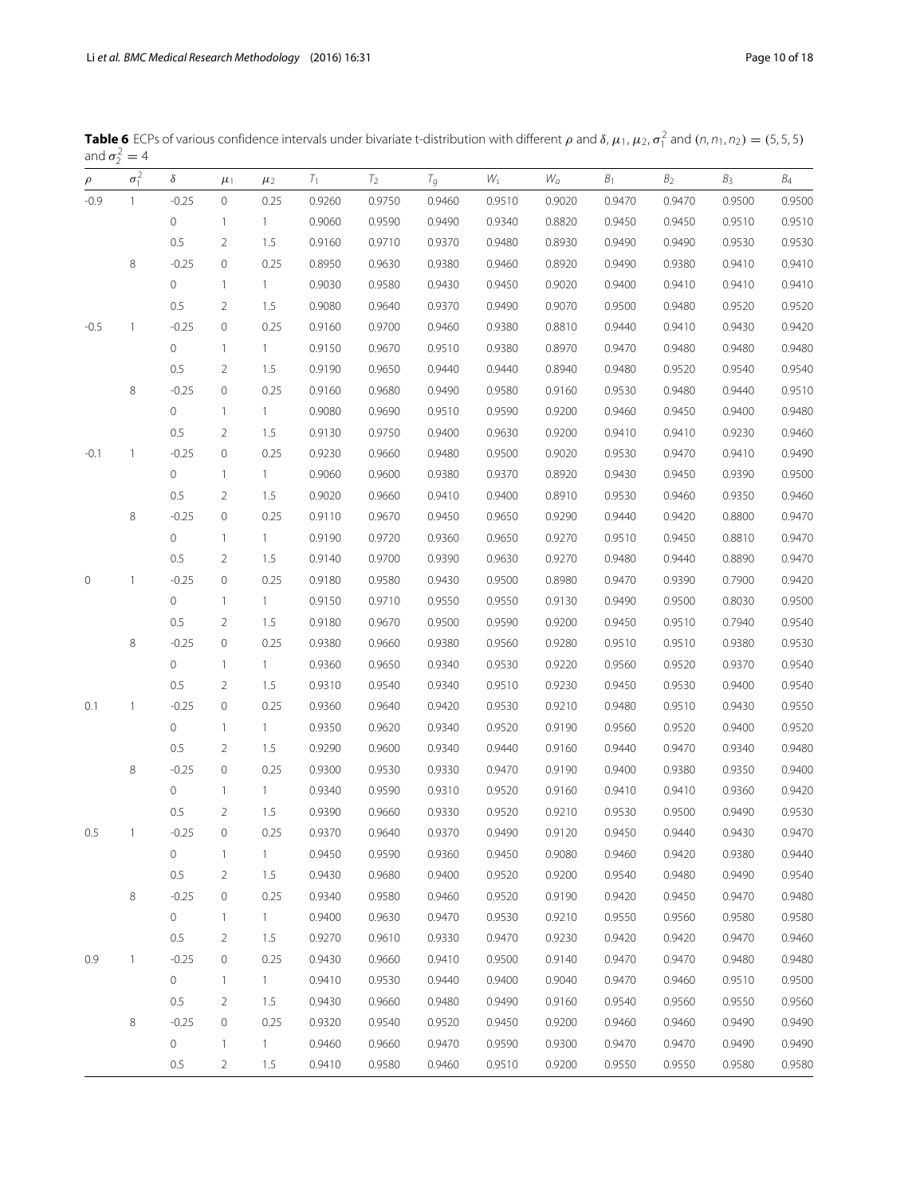**Table 6** ECPs of various confidence intervals under bivariate t-distribution with different $\rho$ and $\delta$, $\mu_1$, $\mu_2$, $\sigma_1^2$ and $(n, n_1, n_2) = (5, 5, 5)$ and $\sigma_2^2 = 4$

| $\rho$ | $\sigma_1^2$ | $\delta$ | $\mu_1$ | $\mu_2$ | $T_1$ | $T_2$ | $T_g$ | $W_s$ | $W_a$ | $B_1$ | $B_2$ | $B_3$ | $B_4$ |
|---|---|---|---|---|---|---|---|---|---|---|---|---|---|
| -0.9 | 1 | -0.25 | 0 | 0.25 | 0.9260 | 0.9750 | 0.9460 | 0.9510 | 0.9020 | 0.9470 | 0.9470 | 0.9500 | 0.9500 |
| | | 0 | 1 | 1 | 0.9060 | 0.9590 | 0.9490 | 0.9340 | 0.8820 | 0.9450 | 0.9450 | 0.9510 | 0.9510 |
| | | 0.5 | 2 | 1.5 | 0.9160 | 0.9710 | 0.9370 | 0.9480 | 0.8930 | 0.9490 | 0.9490 | 0.9530 | 0.9530 |
| | 8 | -0.25 | 0 | 0.25 | 0.8950 | 0.9630 | 0.9380 | 0.9460 | 0.8920 | 0.9490 | 0.9380 | 0.9410 | 0.9410 |
| | | 0 | 1 | 1 | 0.9030 | 0.9580 | 0.9430 | 0.9450 | 0.9020 | 0.9400 | 0.9410 | 0.9410 | 0.9410 |
| | | 0.5 | 2 | 1.5 | 0.9080 | 0.9640 | 0.9370 | 0.9490 | 0.9070 | 0.9500 | 0.9480 | 0.9520 | 0.9520 |
| -0.5 | 1 | -0.25 | 0 | 0.25 | 0.9160 | 0.9700 | 0.9460 | 0.9380 | 0.8810 | 0.9440 | 0.9410 | 0.9430 | 0.9420 |
| | | 0 | 1 | 1 | 0.9150 | 0.9670 | 0.9510 | 0.9380 | 0.8970 | 0.9470 | 0.9480 | 0.9480 | 0.9480 |
| | | 0.5 | 2 | 1.5 | 0.9190 | 0.9650 | 0.9440 | 0.9440 | 0.8940 | 0.9480 | 0.9520 | 0.9540 | 0.9540 |
| | 8 | -0.25 | 0 | 0.25 | 0.9160 | 0.9680 | 0.9490 | 0.9580 | 0.9160 | 0.9530 | 0.9480 | 0.9440 | 0.9510 |
| | | 0 | 1 | 1 | 0.9080 | 0.9690 | 0.9510 | 0.9590 | 0.9200 | 0.9460 | 0.9450 | 0.9400 | 0.9480 |
| | | 0.5 | 2 | 1.5 | 0.9130 | 0.9750 | 0.9400 | 0.9630 | 0.9200 | 0.9410 | 0.9410 | 0.9230 | 0.9460 |
| -0.1 | 1 | -0.25 | 0 | 0.25 | 0.9230 | 0.9660 | 0.9480 | 0.9500 | 0.9020 | 0.9530 | 0.9470 | 0.9410 | 0.9490 |
| | | 0 | 1 | 1 | 0.9060 | 0.9600 | 0.9380 | 0.9370 | 0.8920 | 0.9430 | 0.9450 | 0.9390 | 0.9500 |
| | | 0.5 | 2 | 1.5 | 0.9020 | 0.9660 | 0.9410 | 0.9400 | 0.8910 | 0.9530 | 0.9460 | 0.9350 | 0.9460 |
| | 8 | -0.25 | 0 | 0.25 | 0.9110 | 0.9670 | 0.9450 | 0.9650 | 0.9290 | 0.9440 | 0.9420 | 0.8800 | 0.9470 |
| | | 0 | 1 | 1 | 0.9190 | 0.9720 | 0.9360 | 0.9650 | 0.9270 | 0.9510 | 0.9450 | 0.8810 | 0.9470 |
| | | 0.5 | 2 | 1.5 | 0.9140 | 0.9700 | 0.9390 | 0.9630 | 0.9270 | 0.9480 | 0.9440 | 0.8890 | 0.9470 |
| 0 | 1 | -0.25 | 0 | 0.25 | 0.9180 | 0.9580 | 0.9430 | 0.9500 | 0.8980 | 0.9470 | 0.9390 | 0.7900 | 0.9420 |
| | | 0 | 1 | 1 | 0.9150 | 0.9710 | 0.9550 | 0.9550 | 0.9130 | 0.9490 | 0.9500 | 0.8030 | 0.9500 |
| | | 0.5 | 2 | 1.5 | 0.9180 | 0.9670 | 0.9500 | 0.9590 | 0.9200 | 0.9450 | 0.9510 | 0.7940 | 0.9540 |
| | 8 | -0.25 | 0 | 0.25 | 0.9380 | 0.9660 | 0.9380 | 0.9560 | 0.9280 | 0.9510 | 0.9510 | 0.9380 | 0.9530 |
| | | 0 | 1 | 1 | 0.9360 | 0.9650 | 0.9340 | 0.9530 | 0.9220 | 0.9560 | 0.9520 | 0.9370 | 0.9540 |
| | | 0.5 | 2 | 1.5 | 0.9310 | 0.9540 | 0.9340 | 0.9510 | 0.9230 | 0.9450 | 0.9530 | 0.9400 | 0.9540 |
| 0.1 | 1 | -0.25 | 0 | 0.25 | 0.9360 | 0.9640 | 0.9420 | 0.9530 | 0.9210 | 0.9480 | 0.9510 | 0.9430 | 0.9550 |
| | | 0 | 1 | 1 | 0.9350 | 0.9620 | 0.9340 | 0.9520 | 0.9190 | 0.9560 | 0.9520 | 0.9400 | 0.9520 |
| | | 0.5 | 2 | 1.5 | 0.9290 | 0.9600 | 0.9340 | 0.9440 | 0.9160 | 0.9440 | 0.9470 | 0.9340 | 0.9480 |
| | 8 | -0.25 | 0 | 0.25 | 0.9300 | 0.9530 | 0.9330 | 0.9470 | 0.9190 | 0.9400 | 0.9380 | 0.9350 | 0.9400 |
| | | 0 | 1 | 1 | 0.9340 | 0.9590 | 0.9310 | 0.9520 | 0.9160 | 0.9410 | 0.9410 | 0.9360 | 0.9420 |
| | | 0.5 | 2 | 1.5 | 0.9390 | 0.9660 | 0.9330 | 0.9520 | 0.9210 | 0.9530 | 0.9500 | 0.9490 | 0.9530 |
| 0.5 | 1 | -0.25 | 0 | 0.25 | 0.9370 | 0.9640 | 0.9370 | 0.9490 | 0.9120 | 0.9450 | 0.9440 | 0.9430 | 0.9470 |
| | | 0 | 1 | 1 | 0.9450 | 0.9590 | 0.9360 | 0.9450 | 0.9080 | 0.9460 | 0.9420 | 0.9380 | 0.9440 |
| | | 0.5 | 2 | 1.5 | 0.9430 | 0.9680 | 0.9400 | 0.9520 | 0.9200 | 0.9540 | 0.9480 | 0.9490 | 0.9540 |
| | 8 | -0.25 | 0 | 0.25 | 0.9340 | 0.9580 | 0.9460 | 0.9520 | 0.9190 | 0.9420 | 0.9450 | 0.9470 | 0.9480 |
| | | 0 | 1 | 1 | 0.9400 | 0.9630 | 0.9470 | 0.9530 | 0.9210 | 0.9550 | 0.9560 | 0.9580 | 0.9580 |
| | | 0.5 | 2 | 1.5 | 0.9270 | 0.9610 | 0.9330 | 0.9470 | 0.9230 | 0.9420 | 0.9420 | 0.9470 | 0.9460 |
| 0.9 | 1 | -0.25 | 0 | 0.25 | 0.9430 | 0.9660 | 0.9410 | 0.9500 | 0.9140 | 0.9470 | 0.9470 | 0.9480 | 0.9480 |
| | | 0 | 1 | 1 | 0.9410 | 0.9530 | 0.9440 | 0.9400 | 0.9040 | 0.9470 | 0.9460 | 0.9510 | 0.9500 |
| | | 0.5 | 2 | 1.5 | 0.9430 | 0.9660 | 0.9480 | 0.9490 | 0.9160 | 0.9540 | 0.9560 | 0.9550 | 0.9560 |
| | 8 | -0.25 | 0 | 0.25 | 0.9320 | 0.9540 | 0.9520 | 0.9450 | 0.9200 | 0.9460 | 0.9460 | 0.9490 | 0.9490 |
| | | 0 | 1 | 1 | 0.9460 | 0.9660 | 0.9470 | 0.9590 | 0.9300 | 0.9470 | 0.9470 | 0.9490 | 0.9490 |
| | | 0.5 | 2 | 1.5 | 0.9410 | 0.9580 | 0.9460 | 0.9510 | 0.9200 | 0.9550 | 0.9550 | 0.9580 | 0.9580 |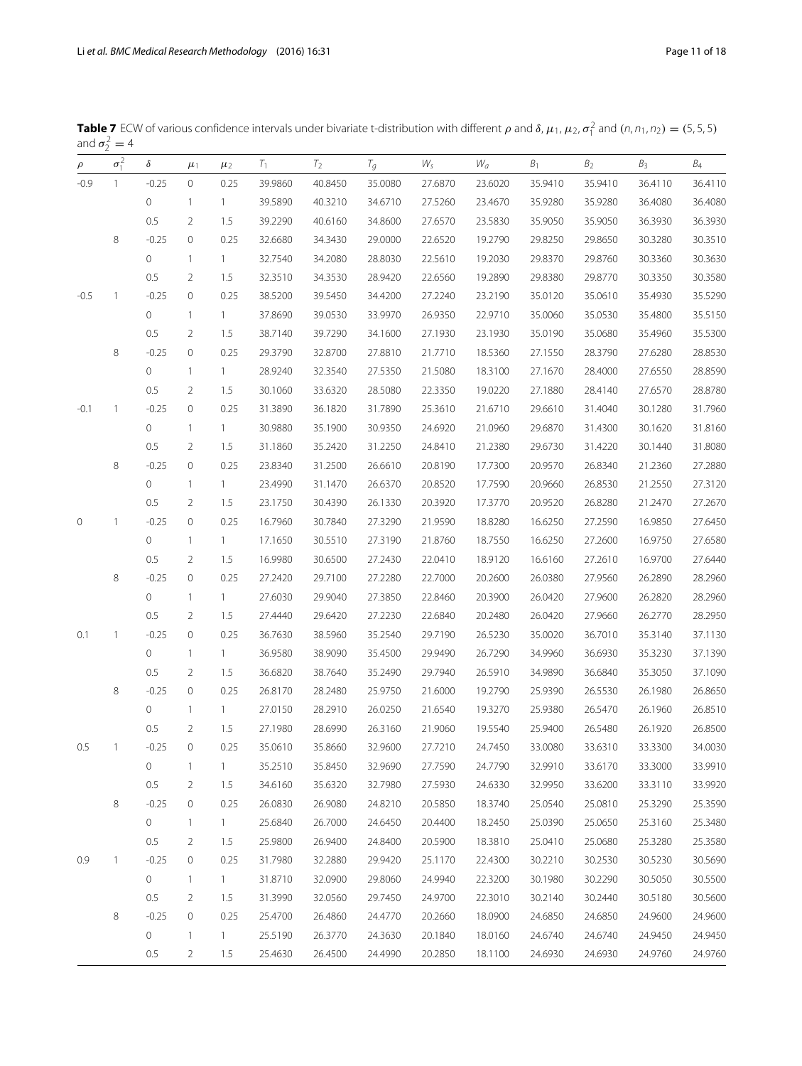**Table 7** ECW of various confidence intervals under bivariate t-distribution with different $\rho$ and $\delta, \mu_1, \mu_2, \sigma_1^2$ and $(n, n_1, n_2) = (5, 5, 5)$ and $\sigma_2^2 = 4$

| $\rho$ | $\sigma_1^2$ | $\delta$ | $\mu_1$ | $\mu_2$ | $T_1$ | $T_2$ | $T_g$ | $W_s$ | $W_a$ | $B_1$ | $B_2$ | $B_3$ | $B_4$ |
|---|---|---|---|---|---|---|---|---|---|---|---|---|---|
| -0.9 | 1 | -0.25 | 0 | 0.25 | 39.9860 | 40.8450 | 35.0080 | 27.6870 | 23.6020 | 35.9410 | 35.9410 | 36.4110 | 36.4110 |
| | | 0 | 1 | 1 | 39.5890 | 40.3210 | 34.6710 | 27.5260 | 23.4670 | 35.9280 | 35.9280 | 36.4080 | 36.4080 |
| | | 0.5 | 2 | 1.5 | 39.2290 | 40.6160 | 34.8600 | 27.6570 | 23.5830 | 35.9050 | 35.9050 | 36.3930 | 36.3930 |
| | 8 | -0.25 | 0 | 0.25 | 32.6680 | 34.3430 | 29.0000 | 22.6520 | 19.2790 | 29.8250 | 29.8650 | 30.3280 | 30.3510 |
| | | 0 | 1 | 1 | 32.7540 | 34.2080 | 28.8030 | 22.5610 | 19.2030 | 29.8370 | 29.8760 | 30.3360 | 30.3630 |
| | | 0.5 | 2 | 1.5 | 32.3510 | 34.3530 | 28.9420 | 22.6560 | 19.2890 | 29.8380 | 29.8770 | 30.3350 | 30.3580 |
| -0.5 | 1 | -0.25 | 0 | 0.25 | 38.5200 | 39.5450 | 34.4200 | 27.2240 | 23.2190 | 35.0120 | 35.0610 | 35.4930 | 35.5290 |
| | | 0 | 1 | 1 | 37.8690 | 39.0530 | 33.9970 | 26.9350 | 22.9710 | 35.0060 | 35.0530 | 35.4800 | 35.5150 |
| | | 0.5 | 2 | 1.5 | 38.7140 | 39.7290 | 34.1600 | 27.1930 | 23.1930 | 35.0190 | 35.0680 | 35.4960 | 35.5300 |
| | 8 | -0.25 | 0 | 0.25 | 29.3790 | 32.8700 | 27.8810 | 21.7710 | 18.5360 | 27.1550 | 28.3790 | 27.6280 | 28.8530 |
| | | 0 | 1 | 1 | 28.9240 | 32.3540 | 27.5350 | 21.5080 | 18.3100 | 27.1670 | 28.4000 | 27.6550 | 28.8590 |
| | | 0.5 | 2 | 1.5 | 30.1060 | 33.6320 | 28.5080 | 22.3350 | 19.0220 | 27.1880 | 28.4140 | 27.6570 | 28.8780 |
| -0.1 | 1 | -0.25 | 0 | 0.25 | 31.3890 | 36.1820 | 31.7890 | 25.3610 | 21.6710 | 29.6610 | 31.4040 | 30.1280 | 31.7960 |
| | | 0 | 1 | 1 | 30.9880 | 35.1900 | 30.9350 | 24.6920 | 21.0960 | 29.6870 | 31.4300 | 30.1620 | 31.8160 |
| | | 0.5 | 2 | 1.5 | 31.1860 | 35.2420 | 31.2250 | 24.8410 | 21.2380 | 29.6730 | 31.4220 | 30.1440 | 31.8080 |
| | 8 | -0.25 | 0 | 0.25 | 23.8340 | 31.2500 | 26.6610 | 20.8190 | 17.7300 | 20.9570 | 26.8340 | 21.2360 | 27.2880 |
| | | 0 | 1 | 1 | 23.4990 | 31.1470 | 26.6370 | 20.8520 | 17.7590 | 20.9660 | 26.8530 | 21.2550 | 27.3120 |
| | | 0.5 | 2 | 1.5 | 23.1750 | 30.4390 | 26.1330 | 20.3920 | 17.3770 | 20.9520 | 26.8280 | 21.2470 | 27.2670 |
| 0 | 1 | -0.25 | 0 | 0.25 | 16.7960 | 30.7840 | 27.3290 | 21.9590 | 18.8280 | 16.6250 | 27.2590 | 16.9850 | 27.6450 |
| | | 0 | 1 | 1 | 17.1650 | 30.5510 | 27.3190 | 21.8760 | 18.7550 | 16.6250 | 27.2600 | 16.9750 | 27.6580 |
| | | 0.5 | 2 | 1.5 | 16.9980 | 30.6500 | 27.2430 | 22.0410 | 18.9120 | 16.6160 | 27.2610 | 16.9700 | 27.6440 |
| | 8 | -0.25 | 0 | 0.25 | 27.2420 | 29.7100 | 27.2280 | 22.7000 | 20.2600 | 26.0380 | 27.9560 | 26.2890 | 28.2960 |
| | | 0 | 1 | 1 | 27.6030 | 29.9040 | 27.3850 | 22.8460 | 20.3900 | 26.0420 | 27.9600 | 26.2820 | 28.2960 |
| | | 0.5 | 2 | 1.5 | 27.4440 | 29.6420 | 27.2230 | 22.6840 | 20.2480 | 26.0420 | 27.9660 | 26.2770 | 28.2950 |
| 0.1 | 1 | -0.25 | 0 | 0.25 | 36.7630 | 38.5960 | 35.2540 | 29.7190 | 26.5230 | 35.0020 | 36.7010 | 35.3140 | 37.1130 |
| | | 0 | 1 | 1 | 36.9580 | 38.9090 | 35.4500 | 29.9490 | 26.7290 | 34.9960 | 36.6930 | 35.3230 | 37.1390 |
| | | 0.5 | 2 | 1.5 | 36.6820 | 38.7640 | 35.2490 | 29.7940 | 26.5910 | 34.9890 | 36.6840 | 35.3050 | 37.1090 |
| | 8 | -0.25 | 0 | 0.25 | 26.8170 | 28.2480 | 25.9750 | 21.6000 | 19.2790 | 25.9390 | 26.5530 | 26.1980 | 26.8650 |
| | | 0 | 1 | 1 | 27.0150 | 28.2910 | 26.0250 | 21.6540 | 19.3270 | 25.9380 | 26.5470 | 26.1960 | 26.8510 |
| | | 0.5 | 2 | 1.5 | 27.1980 | 28.6990 | 26.3160 | 21.9060 | 19.5540 | 25.9400 | 26.5480 | 26.1920 | 26.8500 |
| 0.5 | 1 | -0.25 | 0 | 0.25 | 35.0610 | 35.8660 | 32.9600 | 27.7210 | 24.7450 | 33.0080 | 33.6310 | 33.3300 | 34.0030 |
| | | 0 | 1 | 1 | 35.2510 | 35.8450 | 32.9690 | 27.7590 | 24.7790 | 32.9910 | 33.6170 | 33.3000 | 33.9910 |
| | | 0.5 | 2 | 1.5 | 34.6160 | 35.6320 | 32.7980 | 27.5930 | 24.6330 | 32.9950 | 33.6200 | 33.3110 | 33.9920 |
| | 8 | -0.25 | 0 | 0.25 | 26.0830 | 26.9080 | 24.8210 | 20.5850 | 18.3740 | 25.0540 | 25.0810 | 25.3290 | 25.3590 |
| | | 0 | 1 | 1 | 25.6840 | 26.7000 | 24.6450 | 20.4400 | 18.2450 | 25.0390 | 25.0650 | 25.3160 | 25.3480 |
| | | 0.5 | 2 | 1.5 | 25.9800 | 26.9400 | 24.8400 | 20.5900 | 18.3810 | 25.0410 | 25.0680 | 25.3280 | 25.3580 |
| 0.9 | 1 | -0.25 | 0 | 0.25 | 31.7980 | 32.2880 | 29.9420 | 25.1170 | 22.4300 | 30.2210 | 30.2530 | 30.5230 | 30.5690 |
| | | 0 | 1 | 1 | 31.8710 | 32.0900 | 29.8060 | 24.9940 | 22.3200 | 30.1980 | 30.2290 | 30.5050 | 30.5500 |
| | | 0.5 | 2 | 1.5 | 31.3990 | 32.0560 | 29.7450 | 24.9700 | 22.3010 | 30.2140 | 30.2440 | 30.5180 | 30.5600 |
| | 8 | -0.25 | 0 | 0.25 | 25.4700 | 26.4860 | 24.4770 | 20.2660 | 18.0900 | 24.6850 | 24.6850 | 24.9600 | 24.9600 |
| | | 0 | 1 | 1 | 25.5190 | 26.3770 | 24.3630 | 20.1840 | 18.0160 | 24.6740 | 24.6740 | 24.9450 | 24.9450 |
| | | 0.5 | 2 | 1.5 | 25.4630 | 26.4500 | 24.4990 | 20.2850 | 18.1100 | 24.6930 | 24.6930 | 24.9760 | 24.9760 |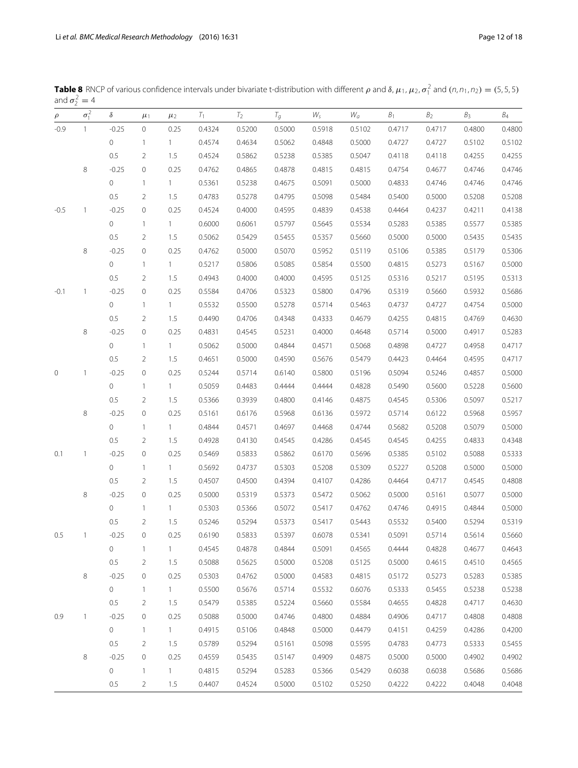**Table 8** RNCP of various confidence intervals under bivariate t-distribution with different $\rho$ and $\delta, \mu_1, \mu_2, \sigma_1^2$ and $(n, n_1, n_2) = (5, 5, 5)$ and $\sigma_2^2 = 4$

| $\rho$ | $\sigma_1^2$ | $\delta$ | $\mu_1$ | $\mu_2$ | $T_1$ | $T_2$ | $T_g$ | $W_s$ | $W_a$ | $B_1$ | $B_2$ | $B_3$ | $B_4$ |
|---|---|---|---|---|---|---|---|---|---|---|---|---|---|
| -0.9 | 1 | -0.25 | 0 | 0.25 | 0.4324 | 0.5200 | 0.5000 | 0.5918 | 0.5102 | 0.4717 | 0.4717 | 0.4800 | 0.4800 |
| | | 0 | 1 | 1 | 0.4574 | 0.4634 | 0.5062 | 0.4848 | 0.5000 | 0.4727 | 0.4727 | 0.5102 | 0.5102 |
| | | 0.5 | 2 | 1.5 | 0.4524 | 0.5862 | 0.5238 | 0.5385 | 0.5047 | 0.4118 | 0.4118 | 0.4255 | 0.4255 |
| | 8 | -0.25 | 0 | 0.25 | 0.4762 | 0.4865 | 0.4878 | 0.4815 | 0.4815 | 0.4754 | 0.4677 | 0.4746 | 0.4746 |
| | | 0 | 1 | 1 | 0.5361 | 0.5238 | 0.4675 | 0.5091 | 0.5000 | 0.4833 | 0.4746 | 0.4746 | 0.4746 |
| | | 0.5 | 2 | 1.5 | 0.4783 | 0.5278 | 0.4795 | 0.5098 | 0.5484 | 0.5400 | 0.5000 | 0.5208 | 0.5208 |
| -0.5 | 1 | -0.25 | 0 | 0.25 | 0.4524 | 0.4000 | 0.4595 | 0.4839 | 0.4538 | 0.4464 | 0.4237 | 0.4211 | 0.4138 |
| | | 0 | 1 | 1 | 0.6000 | 0.6061 | 0.5797 | 0.5645 | 0.5534 | 0.5283 | 0.5385 | 0.5577 | 0.5385 |
| | | 0.5 | 2 | 1.5 | 0.5062 | 0.5429 | 0.5455 | 0.5357 | 0.5660 | 0.5000 | 0.5000 | 0.5435 | 0.5435 |
| | 8 | -0.25 | 0 | 0.25 | 0.4762 | 0.5000 | 0.5070 | 0.5952 | 0.5119 | 0.5106 | 0.5385 | 0.5179 | 0.5306 |
| | | 0 | 1 | 1 | 0.5217 | 0.5806 | 0.5085 | 0.5854 | 0.5500 | 0.4815 | 0.5273 | 0.5167 | 0.5000 |
| | | 0.5 | 2 | 1.5 | 0.4943 | 0.4000 | 0.4000 | 0.4595 | 0.5125 | 0.5316 | 0.5217 | 0.5195 | 0.5313 |
| -0.1 | 1 | -0.25 | 0 | 0.25 | 0.5584 | 0.4706 | 0.5323 | 0.5800 | 0.4796 | 0.5319 | 0.5660 | 0.5932 | 0.5686 |
| | | 0 | 1 | 1 | 0.5532 | 0.5500 | 0.5278 | 0.5714 | 0.5463 | 0.4737 | 0.4727 | 0.4754 | 0.5000 |
| | | 0.5 | 2 | 1.5 | 0.4490 | 0.4706 | 0.4348 | 0.4333 | 0.4679 | 0.4255 | 0.4815 | 0.4769 | 0.4630 |
| | 8 | -0.25 | 0 | 0.25 | 0.4831 | 0.4545 | 0.5231 | 0.4000 | 0.4648 | 0.5714 | 0.5000 | 0.4917 | 0.5283 |
| | | 0 | 1 | 1 | 0.5062 | 0.5000 | 0.4844 | 0.4571 | 0.5068 | 0.4898 | 0.4727 | 0.4958 | 0.4717 |
| | | 0.5 | 2 | 1.5 | 0.4651 | 0.5000 | 0.4590 | 0.5676 | 0.5479 | 0.4423 | 0.4464 | 0.4595 | 0.4717 |
| 0 | 1 | -0.25 | 0 | 0.25 | 0.5244 | 0.5714 | 0.6140 | 0.5800 | 0.5196 | 0.5094 | 0.5246 | 0.4857 | 0.5000 |
| | | 0 | 1 | 1 | 0.5059 | 0.4483 | 0.4444 | 0.4444 | 0.4828 | 0.5490 | 0.5600 | 0.5228 | 0.5600 |
| | | 0.5 | 2 | 1.5 | 0.5366 | 0.3939 | 0.4800 | 0.4146 | 0.4875 | 0.4545 | 0.5306 | 0.5097 | 0.5217 |
| | 8 | -0.25 | 0 | 0.25 | 0.5161 | 0.6176 | 0.5968 | 0.6136 | 0.5972 | 0.5714 | 0.6122 | 0.5968 | 0.5957 |
| | | 0 | 1 | 1 | 0.4844 | 0.4571 | 0.4697 | 0.4468 | 0.4744 | 0.5682 | 0.5208 | 0.5079 | 0.5000 |
| | | 0.5 | 2 | 1.5 | 0.4928 | 0.4130 | 0.4545 | 0.4286 | 0.4545 | 0.4545 | 0.4255 | 0.4833 | 0.4348 |
| 0.1 | 1 | -0.25 | 0 | 0.25 | 0.5469 | 0.5833 | 0.5862 | 0.6170 | 0.5696 | 0.5385 | 0.5102 | 0.5088 | 0.5333 |
| | | 0 | 1 | 1 | 0.5692 | 0.4737 | 0.5303 | 0.5208 | 0.5309 | 0.5227 | 0.5208 | 0.5000 | 0.5000 |
| | | 0.5 | 2 | 1.5 | 0.4507 | 0.4500 | 0.4394 | 0.4107 | 0.4286 | 0.4464 | 0.4717 | 0.4545 | 0.4808 |
| | 8 | -0.25 | 0 | 0.25 | 0.5000 | 0.5319 | 0.5373 | 0.5472 | 0.5062 | 0.5000 | 0.5161 | 0.5077 | 0.5000 |
| | | 0 | 1 | 1 | 0.5303 | 0.5366 | 0.5072 | 0.5417 | 0.4762 | 0.4746 | 0.4915 | 0.4844 | 0.5000 |
| | | 0.5 | 2 | 1.5 | 0.5246 | 0.5294 | 0.5373 | 0.5417 | 0.5443 | 0.5532 | 0.5400 | 0.5294 | 0.5319 |
| 0.5 | 1 | -0.25 | 0 | 0.25 | 0.6190 | 0.5833 | 0.5397 | 0.6078 | 0.5341 | 0.5091 | 0.5714 | 0.5614 | 0.5660 |
| | | 0 | 1 | 1 | 0.4545 | 0.4878 | 0.4844 | 0.5091 | 0.4565 | 0.4444 | 0.4828 | 0.4677 | 0.4643 |
| | | 0.5 | 2 | 1.5 | 0.5088 | 0.5625 | 0.5000 | 0.5208 | 0.5125 | 0.5000 | 0.4615 | 0.4510 | 0.4565 |
| | 8 | -0.25 | 0 | 0.25 | 0.5303 | 0.4762 | 0.5000 | 0.4583 | 0.4815 | 0.5172 | 0.5273 | 0.5283 | 0.5385 |
| | | 0 | 1 | 1 | 0.5500 | 0.5676 | 0.5714 | 0.5532 | 0.6076 | 0.5333 | 0.5455 | 0.5238 | 0.5238 |
| | | 0.5 | 2 | 1.5 | 0.5479 | 0.5385 | 0.5224 | 0.5660 | 0.5584 | 0.4655 | 0.4828 | 0.4717 | 0.4630 |
| 0.9 | 1 | -0.25 | 0 | 0.25 | 0.5088 | 0.5000 | 0.4746 | 0.4800 | 0.4884 | 0.4906 | 0.4717 | 0.4808 | 0.4808 |
| | | 0 | 1 | 1 | 0.4915 | 0.5106 | 0.4848 | 0.5000 | 0.4479 | 0.4151 | 0.4259 | 0.4286 | 0.4200 |
| | | 0.5 | 2 | 1.5 | 0.5789 | 0.5294 | 0.5161 | 0.5098 | 0.5595 | 0.4783 | 0.4773 | 0.5333 | 0.5455 |
| | 8 | -0.25 | 0 | 0.25 | 0.4559 | 0.5435 | 0.5147 | 0.4909 | 0.4875 | 0.5000 | 0.5000 | 0.4902 | 0.4902 |
| | | 0 | 1 | 1 | 0.4815 | 0.5294 | 0.5283 | 0.5366 | 0.5429 | 0.6038 | 0.6038 | 0.5686 | 0.5686 |
| | | 0.5 | 2 | 1.5 | 0.4407 | 0.4524 | 0.5000 | 0.5102 | 0.5250 | 0.4222 | 0.4222 | 0.4048 | 0.4048 |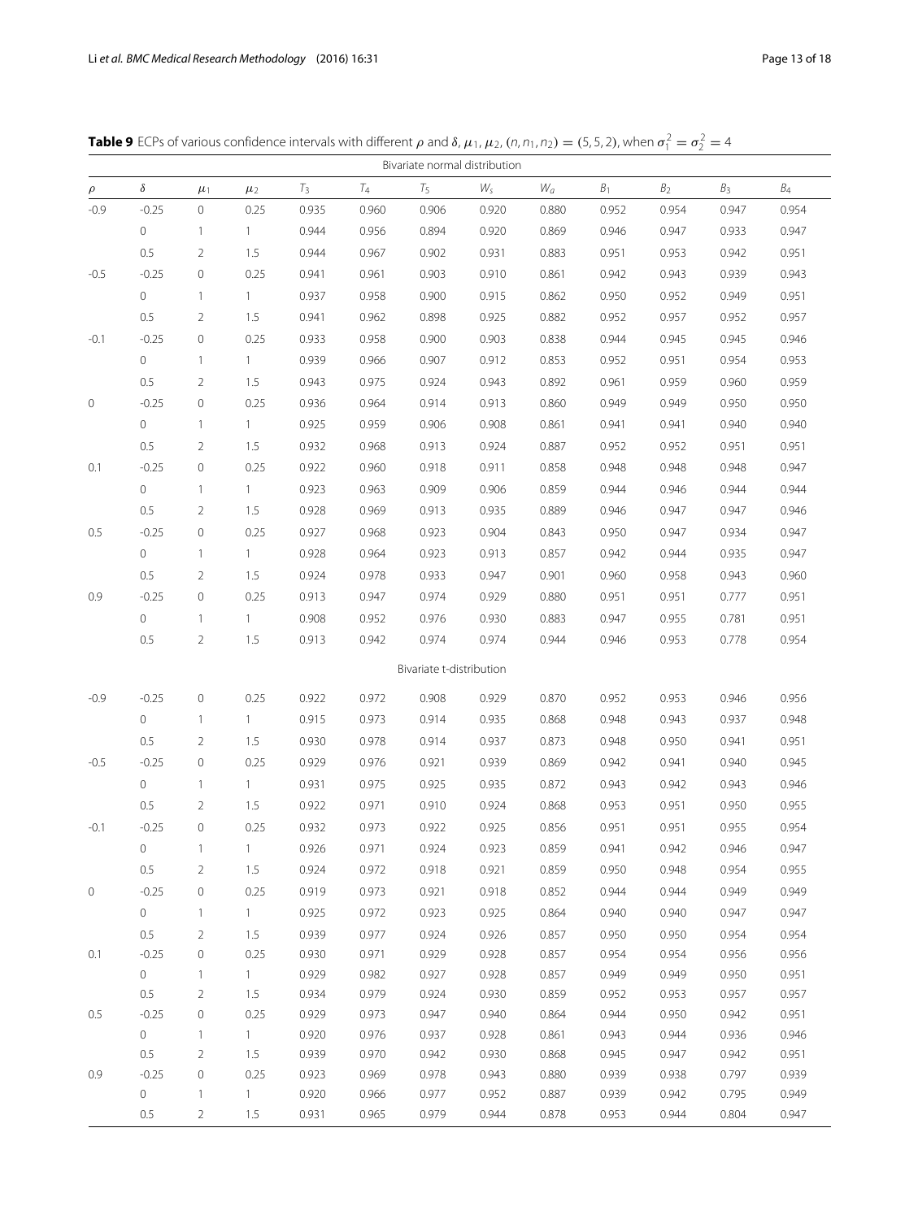**Table 9** ECPs of various confidence intervals with different $\rho$ and $\delta$, $\mu_1$, $\mu_2$, $(n, n_1, n_2) = (5, 5, 2)$, when $\sigma_1^2 = \sigma_2^2 = 4$

| $\rho$ | $\delta$ | $\mu_1$ | $\mu_2$ | $T_3$ | $T_4$ | $T_5$ | $W_s$ | $W_a$ | $B_1$ | $B_2$ | $B_3$ | $B_4$ |
|---|---|---|---|---|---|---|---|---|---|---|---|---|
| | | | | | | Bivariate normal distribution | | | | | | |
| -0.9 | -0.25 | 0 | 0.25 | 0.935 | 0.960 | 0.906 | 0.920 | 0.880 | 0.952 | 0.954 | 0.947 | 0.954 |
| | 0 | 1 | 1 | 0.944 | 0.956 | 0.894 | 0.920 | 0.869 | 0.946 | 0.947 | 0.933 | 0.947 |
| | 0.5 | 2 | 1.5 | 0.944 | 0.967 | 0.902 | 0.931 | 0.883 | 0.951 | 0.953 | 0.942 | 0.951 |
| -0.5 | -0.25 | 0 | 0.25 | 0.941 | 0.961 | 0.903 | 0.910 | 0.861 | 0.942 | 0.943 | 0.939 | 0.943 |
| | 0 | 1 | 1 | 0.937 | 0.958 | 0.900 | 0.915 | 0.862 | 0.950 | 0.952 | 0.949 | 0.951 |
| | 0.5 | 2 | 1.5 | 0.941 | 0.962 | 0.898 | 0.925 | 0.882 | 0.952 | 0.957 | 0.952 | 0.957 |
| -0.1 | -0.25 | 0 | 0.25 | 0.933 | 0.958 | 0.900 | 0.903 | 0.838 | 0.944 | 0.945 | 0.945 | 0.946 |
| | 0 | 1 | 1 | 0.939 | 0.966 | 0.907 | 0.912 | 0.853 | 0.952 | 0.951 | 0.954 | 0.953 |
| | 0.5 | 2 | 1.5 | 0.943 | 0.975 | 0.924 | 0.943 | 0.892 | 0.961 | 0.959 | 0.960 | 0.959 |
| 0 | -0.25 | 0 | 0.25 | 0.936 | 0.964 | 0.914 | 0.913 | 0.860 | 0.949 | 0.949 | 0.950 | 0.950 |
| | 0 | 1 | 1 | 0.925 | 0.959 | 0.906 | 0.908 | 0.861 | 0.941 | 0.941 | 0.940 | 0.940 |
| | 0.5 | 2 | 1.5 | 0.932 | 0.968 | 0.913 | 0.924 | 0.887 | 0.952 | 0.952 | 0.951 | 0.951 |
| 0.1 | -0.25 | 0 | 0.25 | 0.922 | 0.960 | 0.918 | 0.911 | 0.858 | 0.948 | 0.948 | 0.948 | 0.947 |
| | 0 | 1 | 1 | 0.923 | 0.963 | 0.909 | 0.906 | 0.859 | 0.944 | 0.946 | 0.944 | 0.944 |
| | 0.5 | 2 | 1.5 | 0.928 | 0.969 | 0.913 | 0.935 | 0.889 | 0.946 | 0.947 | 0.947 | 0.946 |
| 0.5 | -0.25 | 0 | 0.25 | 0.927 | 0.968 | 0.923 | 0.904 | 0.843 | 0.950 | 0.947 | 0.934 | 0.947 |
| | 0 | 1 | 1 | 0.928 | 0.964 | 0.923 | 0.913 | 0.857 | 0.942 | 0.944 | 0.935 | 0.947 |
| | 0.5 | 2 | 1.5 | 0.924 | 0.978 | 0.933 | 0.947 | 0.901 | 0.960 | 0.958 | 0.943 | 0.960 |
| 0.9 | -0.25 | 0 | 0.25 | 0.913 | 0.947 | 0.974 | 0.929 | 0.880 | 0.951 | 0.951 | 0.777 | 0.951 |
| | 0 | 1 | 1 | 0.908 | 0.952 | 0.976 | 0.930 | 0.883 | 0.947 | 0.955 | 0.781 | 0.951 |
| | 0.5 | 2 | 1.5 | 0.913 | 0.942 | 0.974 | 0.974 | 0.944 | 0.946 | 0.953 | 0.778 | 0.954 |
| | | | | | | Bivariate t-distribution | | | | | | |
| -0.9 | -0.25 | 0 | 0.25 | 0.922 | 0.972 | 0.908 | 0.929 | 0.870 | 0.952 | 0.953 | 0.946 | 0.956 |
| | 0 | 1 | 1 | 0.915 | 0.973 | 0.914 | 0.935 | 0.868 | 0.948 | 0.943 | 0.937 | 0.948 |
| | 0.5 | 2 | 1.5 | 0.930 | 0.978 | 0.914 | 0.937 | 0.873 | 0.948 | 0.950 | 0.941 | 0.951 |
| -0.5 | -0.25 | 0 | 0.25 | 0.929 | 0.976 | 0.921 | 0.939 | 0.869 | 0.942 | 0.941 | 0.940 | 0.945 |
| | 0 | 1 | 1 | 0.931 | 0.975 | 0.925 | 0.935 | 0.872 | 0.943 | 0.942 | 0.943 | 0.946 |
| | 0.5 | 2 | 1.5 | 0.922 | 0.971 | 0.910 | 0.924 | 0.868 | 0.953 | 0.951 | 0.950 | 0.955 |
| -0.1 | -0.25 | 0 | 0.25 | 0.932 | 0.973 | 0.922 | 0.925 | 0.856 | 0.951 | 0.951 | 0.955 | 0.954 |
| | 0 | 1 | 1 | 0.926 | 0.971 | 0.924 | 0.923 | 0.859 | 0.941 | 0.942 | 0.946 | 0.947 |
| | 0.5 | 2 | 1.5 | 0.924 | 0.972 | 0.918 | 0.921 | 0.859 | 0.950 | 0.948 | 0.954 | 0.955 |
| 0 | -0.25 | 0 | 0.25 | 0.919 | 0.973 | 0.921 | 0.918 | 0.852 | 0.944 | 0.944 | 0.949 | 0.949 |
| | 0 | 1 | 1 | 0.925 | 0.972 | 0.923 | 0.925 | 0.864 | 0.940 | 0.940 | 0.947 | 0.947 |
| | 0.5 | 2 | 1.5 | 0.939 | 0.977 | 0.924 | 0.926 | 0.857 | 0.950 | 0.950 | 0.954 | 0.954 |
| 0.1 | -0.25 | 0 | 0.25 | 0.930 | 0.971 | 0.929 | 0.928 | 0.857 | 0.954 | 0.954 | 0.956 | 0.956 |
| | 0 | 1 | 1 | 0.929 | 0.982 | 0.927 | 0.928 | 0.857 | 0.949 | 0.949 | 0.950 | 0.951 |
| | 0.5 | 2 | 1.5 | 0.934 | 0.979 | 0.924 | 0.930 | 0.859 | 0.952 | 0.953 | 0.957 | 0.957 |
| 0.5 | -0.25 | 0 | 0.25 | 0.929 | 0.973 | 0.947 | 0.940 | 0.864 | 0.944 | 0.950 | 0.942 | 0.951 |
| | 0 | 1 | 1 | 0.920 | 0.976 | 0.937 | 0.928 | 0.861 | 0.943 | 0.944 | 0.936 | 0.946 |
| | 0.5 | 2 | 1.5 | 0.939 | 0.970 | 0.942 | 0.930 | 0.868 | 0.945 | 0.947 | 0.942 | 0.951 |
| 0.9 | -0.25 | 0 | 0.25 | 0.923 | 0.969 | 0.978 | 0.943 | 0.880 | 0.939 | 0.938 | 0.797 | 0.939 |
| | 0 | 1 | 1 | 0.920 | 0.966 | 0.977 | 0.952 | 0.887 | 0.939 | 0.942 | 0.795 | 0.949 |
| | 0.5 | 2 | 1.5 | 0.931 | 0.965 | 0.979 | 0.944 | 0.878 | 0.953 | 0.944 | 0.804 | 0.947 |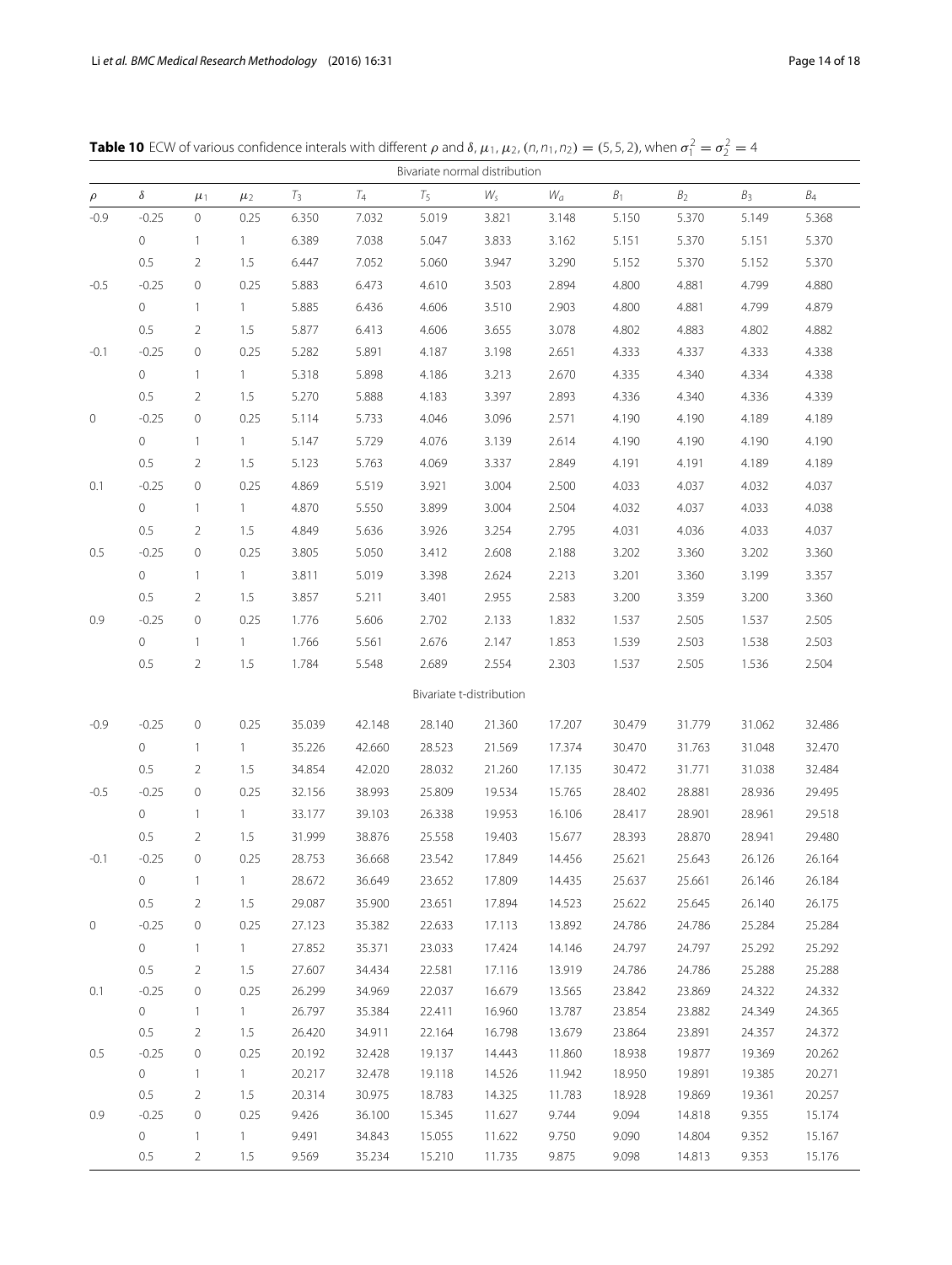**Table 10** ECW of various confidence interals with different $\rho$ and $\delta$, $\mu_1$, $\mu_2$, $(n, n_1, n_2) = (5, 5, 2)$, when $\sigma_1^2 = \sigma_2^2 = 4$

| Bivariate normal distribution | | | | | | | | | | | | |
|---|---|---|---|---|---|---|---|---|---|---|---|---|
| $\rho$ | $\delta$ | $\mu_1$ | $\mu_2$ | $T_3$ | $T_4$ | $T_5$ | $W_s$ | $W_a$ | $B_1$ | $B_2$ | $B_3$ | $B_4$ |
| -0.9 | -0.25 | 0 | 0.25 | 6.350 | 7.032 | 5.019 | 3.821 | 3.148 | 5.150 | 5.370 | 5.149 | 5.368 |
| | 0 | 1 | 1 | 6.389 | 7.038 | 5.047 | 3.833 | 3.162 | 5.151 | 5.370 | 5.151 | 5.370 |
| | 0.5 | 2 | 1.5 | 6.447 | 7.052 | 5.060 | 3.947 | 3.290 | 5.152 | 5.370 | 5.152 | 5.370 |
| -0.5 | -0.25 | 0 | 0.25 | 5.883 | 6.473 | 4.610 | 3.503 | 2.894 | 4.800 | 4.881 | 4.799 | 4.880 |
| | 0 | 1 | 1 | 5.885 | 6.436 | 4.606 | 3.510 | 2.903 | 4.800 | 4.881 | 4.799 | 4.879 |
| | 0.5 | 2 | 1.5 | 5.877 | 6.413 | 4.606 | 3.655 | 3.078 | 4.802 | 4.883 | 4.802 | 4.882 |
| -0.1 | -0.25 | 0 | 0.25 | 5.282 | 5.891 | 4.187 | 3.198 | 2.651 | 4.333 | 4.337 | 4.333 | 4.338 |
| | 0 | 1 | 1 | 5.318 | 5.898 | 4.186 | 3.213 | 2.670 | 4.335 | 4.340 | 4.334 | 4.338 |
| | 0.5 | 2 | 1.5 | 5.270 | 5.888 | 4.183 | 3.397 | 2.893 | 4.336 | 4.340 | 4.336 | 4.339 |
| 0 | -0.25 | 0 | 0.25 | 5.114 | 5.733 | 4.046 | 3.096 | 2.571 | 4.190 | 4.190 | 4.189 | 4.189 |
| | 0 | 1 | 1 | 5.147 | 5.729 | 4.076 | 3.139 | 2.614 | 4.190 | 4.190 | 4.190 | 4.190 |
| | 0.5 | 2 | 1.5 | 5.123 | 5.763 | 4.069 | 3.337 | 2.849 | 4.191 | 4.191 | 4.189 | 4.189 |
| 0.1 | -0.25 | 0 | 0.25 | 4.869 | 5.519 | 3.921 | 3.004 | 2.500 | 4.033 | 4.037 | 4.032 | 4.037 |
| | 0 | 1 | 1 | 4.870 | 5.550 | 3.899 | 3.004 | 2.504 | 4.032 | 4.037 | 4.033 | 4.038 |
| | 0.5 | 2 | 1.5 | 4.849 | 5.636 | 3.926 | 3.254 | 2.795 | 4.031 | 4.036 | 4.033 | 4.037 |
| 0.5 | -0.25 | 0 | 0.25 | 3.805 | 5.050 | 3.412 | 2.608 | 2.188 | 3.202 | 3.360 | 3.202 | 3.360 |
| | 0 | 1 | 1 | 3.811 | 5.019 | 3.398 | 2.624 | 2.213 | 3.201 | 3.360 | 3.199 | 3.357 |
| | 0.5 | 2 | 1.5 | 3.857 | 5.211 | 3.401 | 2.955 | 2.583 | 3.200 | 3.359 | 3.200 | 3.360 |
| 0.9 | -0.25 | 0 | 0.25 | 1.776 | 5.606 | 2.702 | 2.133 | 1.832 | 1.537 | 2.505 | 1.537 | 2.505 |
| | 0 | 1 | 1 | 1.766 | 5.561 | 2.676 | 2.147 | 1.853 | 1.539 | 2.503 | 1.538 | 2.503 |
| | 0.5 | 2 | 1.5 | 1.784 | 5.548 | 2.689 | 2.554 | 2.303 | 1.537 | 2.505 | 1.536 | 2.504 |
| Bivariate t-distribution | | | | | | | | | | | | |
| -0.9 | -0.25 | 0 | 0.25 | 35.039 | 42.148 | 28.140 | 21.360 | 17.207 | 30.479 | 31.779 | 31.062 | 32.486 |
| | 0 | 1 | 1 | 35.226 | 42.660 | 28.523 | 21.569 | 17.374 | 30.470 | 31.763 | 31.048 | 32.470 |
| | 0.5 | 2 | 1.5 | 34.854 | 42.020 | 28.032 | 21.260 | 17.135 | 30.472 | 31.771 | 31.038 | 32.484 |
| -0.5 | -0.25 | 0 | 0.25 | 32.156 | 38.993 | 25.809 | 19.534 | 15.765 | 28.402 | 28.881 | 28.936 | 29.495 |
| | 0 | 1 | 1 | 33.177 | 39.103 | 26.338 | 19.953 | 16.106 | 28.417 | 28.901 | 28.961 | 29.518 |
| | 0.5 | 2 | 1.5 | 31.999 | 38.876 | 25.558 | 19.403 | 15.677 | 28.393 | 28.870 | 28.941 | 29.480 |
| -0.1 | -0.25 | 0 | 0.25 | 28.753 | 36.668 | 23.542 | 17.849 | 14.456 | 25.621 | 25.643 | 26.126 | 26.164 |
| | 0 | 1 | 1 | 28.672 | 36.649 | 23.652 | 17.809 | 14.435 | 25.637 | 25.661 | 26.146 | 26.184 |
| | 0.5 | 2 | 1.5 | 29.087 | 35.900 | 23.651 | 17.894 | 14.523 | 25.622 | 25.645 | 26.140 | 26.175 |
| 0 | -0.25 | 0 | 0.25 | 27.123 | 35.382 | 22.633 | 17.113 | 13.892 | 24.786 | 24.786 | 25.284 | 25.284 |
| | 0 | 1 | 1 | 27.852 | 35.371 | 23.033 | 17.424 | 14.146 | 24.797 | 24.797 | 25.292 | 25.292 |
| | 0.5 | 2 | 1.5 | 27.607 | 34.434 | 22.581 | 17.116 | 13.919 | 24.786 | 24.786 | 25.288 | 25.288 |
| 0.1 | -0.25 | 0 | 0.25 | 26.299 | 34.969 | 22.037 | 16.679 | 13.565 | 23.842 | 23.869 | 24.322 | 24.332 |
| | 0 | 1 | 1 | 26.797 | 35.384 | 22.411 | 16.960 | 13.787 | 23.854 | 23.882 | 24.349 | 24.365 |
| | 0.5 | 2 | 1.5 | 26.420 | 34.911 | 22.164 | 16.798 | 13.679 | 23.864 | 23.891 | 24.357 | 24.372 |
| 0.5 | -0.25 | 0 | 0.25 | 20.192 | 32.428 | 19.137 | 14.443 | 11.860 | 18.938 | 19.877 | 19.369 | 20.262 |
| | 0 | 1 | 1 | 20.217 | 32.478 | 19.118 | 14.526 | 11.942 | 18.950 | 19.891 | 19.385 | 20.271 |
| | 0.5 | 2 | 1.5 | 20.314 | 30.975 | 18.783 | 14.325 | 11.783 | 18.928 | 19.869 | 19.361 | 20.257 |
| 0.9 | -0.25 | 0 | 0.25 | 9.426 | 36.100 | 15.345 | 11.627 | 9.744 | 9.094 | 14.818 | 9.355 | 15.174 |
| | 0 | 1 | 1 | 9.491 | 34.843 | 15.055 | 11.622 | 9.750 | 9.090 | 14.804 | 9.352 | 15.167 |
| | 0.5 | 2 | 1.5 | 9.569 | 35.234 | 15.210 | 11.735 | 9.875 | 9.098 | 14.813 | 9.353 | 15.176 |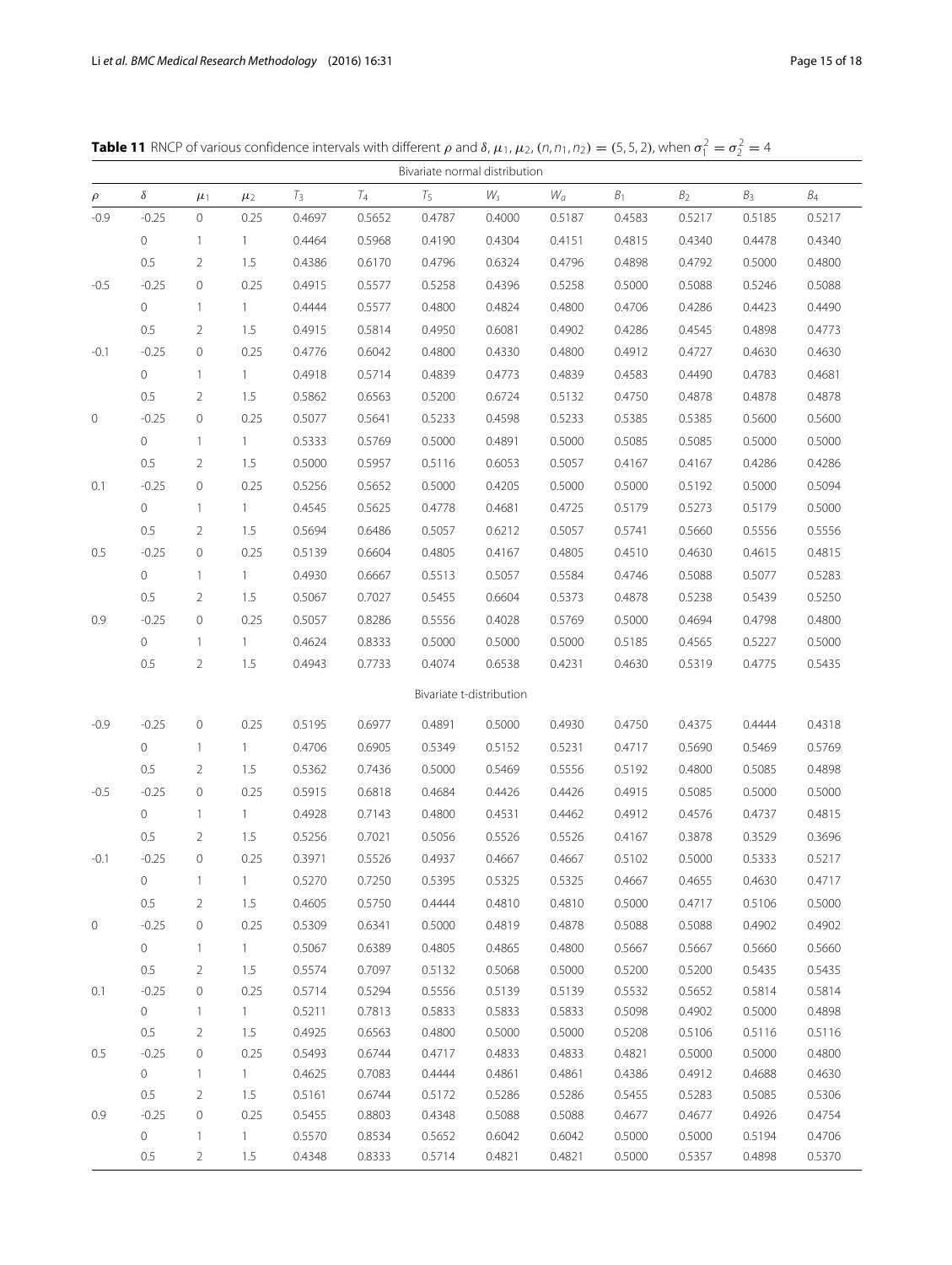**Table 11** RNCP of various confidence intervals with different $\rho$ and $\delta$, $\mu_1$, $\mu_2$, $(n, n_1, n_2) = (5, 5, 2)$, when $\sigma_1^2 = \sigma_2^2 = 4$

| $\rho$ | $\delta$ | $\mu_1$ | $\mu_2$ | $T_3$ | $T_4$ | $T_5$ | $W_s$ | $W_a$ | $B_1$ | $B_2$ | $B_3$ | $B_4$ |
|---|---|---|---|---|---|---|---|---|---|---|---|---|
| Bivariate normal distribution | | | | | | | | | | | | |
| -0.9 | -0.25 | 0 | 0.25 | 0.4697 | 0.5652 | 0.4787 | 0.4000 | 0.5187 | 0.4583 | 0.5217 | 0.5185 | 0.5217 |
| | 0 | 1 | 1 | 0.4464 | 0.5968 | 0.4190 | 0.4304 | 0.4151 | 0.4815 | 0.4340 | 0.4478 | 0.4340 |
| | 0.5 | 2 | 1.5 | 0.4386 | 0.6170 | 0.4796 | 0.6324 | 0.4796 | 0.4898 | 0.4792 | 0.5000 | 0.4800 |
| -0.5 | -0.25 | 0 | 0.25 | 0.4915 | 0.5577 | 0.5258 | 0.4396 | 0.5258 | 0.5000 | 0.5088 | 0.5246 | 0.5088 |
| | 0 | 1 | 1 | 0.4444 | 0.5577 | 0.4800 | 0.4824 | 0.4800 | 0.4706 | 0.4286 | 0.4423 | 0.4490 |
| | 0.5 | 2 | 1.5 | 0.4915 | 0.5814 | 0.4950 | 0.6081 | 0.4902 | 0.4286 | 0.4545 | 0.4898 | 0.4773 |
| -0.1 | -0.25 | 0 | 0.25 | 0.4776 | 0.6042 | 0.4800 | 0.4330 | 0.4800 | 0.4912 | 0.4727 | 0.4630 | 0.4630 |
| | 0 | 1 | 1 | 0.4918 | 0.5714 | 0.4839 | 0.4773 | 0.4839 | 0.4583 | 0.4490 | 0.4783 | 0.4681 |
| | 0.5 | 2 | 1.5 | 0.5862 | 0.6563 | 0.5200 | 0.6724 | 0.5132 | 0.4750 | 0.4878 | 0.4878 | 0.4878 |
| 0 | -0.25 | 0 | 0.25 | 0.5077 | 0.5641 | 0.5233 | 0.4598 | 0.5233 | 0.5385 | 0.5385 | 0.5600 | 0.5600 |
| | 0 | 1 | 1 | 0.5333 | 0.5769 | 0.5000 | 0.4891 | 0.5000 | 0.5085 | 0.5085 | 0.5000 | 0.5000 |
| | 0.5 | 2 | 1.5 | 0.5000 | 0.5957 | 0.5116 | 0.6053 | 0.5057 | 0.4167 | 0.4167 | 0.4286 | 0.4286 |
| 0.1 | -0.25 | 0 | 0.25 | 0.5256 | 0.5652 | 0.5000 | 0.4205 | 0.5000 | 0.5000 | 0.5192 | 0.5000 | 0.5094 |
| | 0 | 1 | 1 | 0.4545 | 0.5625 | 0.4778 | 0.4681 | 0.4725 | 0.5179 | 0.5273 | 0.5179 | 0.5000 |
| | 0.5 | 2 | 1.5 | 0.5694 | 0.6486 | 0.5057 | 0.6212 | 0.5057 | 0.5741 | 0.5660 | 0.5556 | 0.5556 |
| 0.5 | -0.25 | 0 | 0.25 | 0.5139 | 0.6604 | 0.4805 | 0.4167 | 0.4805 | 0.4510 | 0.4630 | 0.4615 | 0.4815 |
| | 0 | 1 | 1 | 0.4930 | 0.6667 | 0.5513 | 0.5057 | 0.5584 | 0.4746 | 0.5088 | 0.5077 | 0.5283 |
| | 0.5 | 2 | 1.5 | 0.5067 | 0.7027 | 0.5455 | 0.6604 | 0.5373 | 0.4878 | 0.5238 | 0.5439 | 0.5250 |
| 0.9 | -0.25 | 0 | 0.25 | 0.5057 | 0.8286 | 0.5556 | 0.4028 | 0.5769 | 0.5000 | 0.4694 | 0.4798 | 0.4800 |
| | 0 | 1 | 1 | 0.4624 | 0.8333 | 0.5000 | 0.5000 | 0.5000 | 0.5185 | 0.4565 | 0.5227 | 0.5000 |
| | 0.5 | 2 | 1.5 | 0.4943 | 0.7733 | 0.4074 | 0.6538 | 0.4231 | 0.4630 | 0.5319 | 0.4775 | 0.5435 |
| Bivariate t-distribution | | | | | | | | | | | | |
| -0.9 | -0.25 | 0 | 0.25 | 0.5195 | 0.6977 | 0.4891 | 0.5000 | 0.4930 | 0.4750 | 0.4375 | 0.4444 | 0.4318 |
| | 0 | 1 | 1 | 0.4706 | 0.6905 | 0.5349 | 0.5152 | 0.5231 | 0.4717 | 0.5690 | 0.5469 | 0.5769 |
| | 0.5 | 2 | 1.5 | 0.5362 | 0.7436 | 0.5000 | 0.5469 | 0.5556 | 0.5192 | 0.4800 | 0.5085 | 0.4898 |
| -0.5 | -0.25 | 0 | 0.25 | 0.5915 | 0.6818 | 0.4684 | 0.4426 | 0.4426 | 0.4915 | 0.5085 | 0.5000 | 0.5000 |
| | 0 | 1 | 1 | 0.4928 | 0.7143 | 0.4800 | 0.4531 | 0.4462 | 0.4912 | 0.4576 | 0.4737 | 0.4815 |
| | 0.5 | 2 | 1.5 | 0.5256 | 0.7021 | 0.5056 | 0.5526 | 0.5526 | 0.4167 | 0.3878 | 0.3529 | 0.3696 |
| -0.1 | -0.25 | 0 | 0.25 | 0.3971 | 0.5526 | 0.4937 | 0.4667 | 0.4667 | 0.5102 | 0.5000 | 0.5333 | 0.5217 |
| | 0 | 1 | 1 | 0.5270 | 0.7250 | 0.5395 | 0.5325 | 0.5325 | 0.4667 | 0.4655 | 0.4630 | 0.4717 |
| | 0.5 | 2 | 1.5 | 0.4605 | 0.5750 | 0.4444 | 0.4810 | 0.4810 | 0.5000 | 0.4717 | 0.5106 | 0.5000 |
| 0 | -0.25 | 0 | 0.25 | 0.5309 | 0.6341 | 0.5000 | 0.4819 | 0.4878 | 0.5088 | 0.5088 | 0.4902 | 0.4902 |
| | 0 | 1 | 1 | 0.5067 | 0.6389 | 0.4805 | 0.4865 | 0.4800 | 0.5667 | 0.5667 | 0.5660 | 0.5660 |
| | 0.5 | 2 | 1.5 | 0.5574 | 0.7097 | 0.5132 | 0.5068 | 0.5000 | 0.5200 | 0.5200 | 0.5435 | 0.5435 |
| 0.1 | -0.25 | 0 | 0.25 | 0.5714 | 0.5294 | 0.5556 | 0.5139 | 0.5139 | 0.5532 | 0.5652 | 0.5814 | 0.5814 |
| | 0 | 1 | 1 | 0.5211 | 0.7813 | 0.5833 | 0.5833 | 0.5833 | 0.5098 | 0.4902 | 0.5000 | 0.4898 |
| | 0.5 | 2 | 1.5 | 0.4925 | 0.6563 | 0.4800 | 0.5000 | 0.5000 | 0.5208 | 0.5106 | 0.5116 | 0.5116 |
| 0.5 | -0.25 | 0 | 0.25 | 0.5493 | 0.6744 | 0.4717 | 0.4833 | 0.4833 | 0.4821 | 0.5000 | 0.5000 | 0.4800 |
| | 0 | 1 | 1 | 0.4625 | 0.7083 | 0.4444 | 0.4861 | 0.4861 | 0.4386 | 0.4912 | 0.4688 | 0.4630 |
| | 0.5 | 2 | 1.5 | 0.5161 | 0.6744 | 0.5172 | 0.5286 | 0.5286 | 0.5455 | 0.5283 | 0.5085 | 0.5306 |
| 0.9 | -0.25 | 0 | 0.25 | 0.5455 | 0.8803 | 0.4348 | 0.5088 | 0.5088 | 0.4677 | 0.4677 | 0.4926 | 0.4754 |
| | 0 | 1 | 1 | 0.5570 | 0.8534 | 0.5652 | 0.6042 | 0.6042 | 0.5000 | 0.5000 | 0.5194 | 0.4706 |
| | 0.5 | 2 | 1.5 | 0.4348 | 0.8333 | 0.5714 | 0.4821 | 0.4821 | 0.5000 | 0.5357 | 0.4898 | 0.5370 |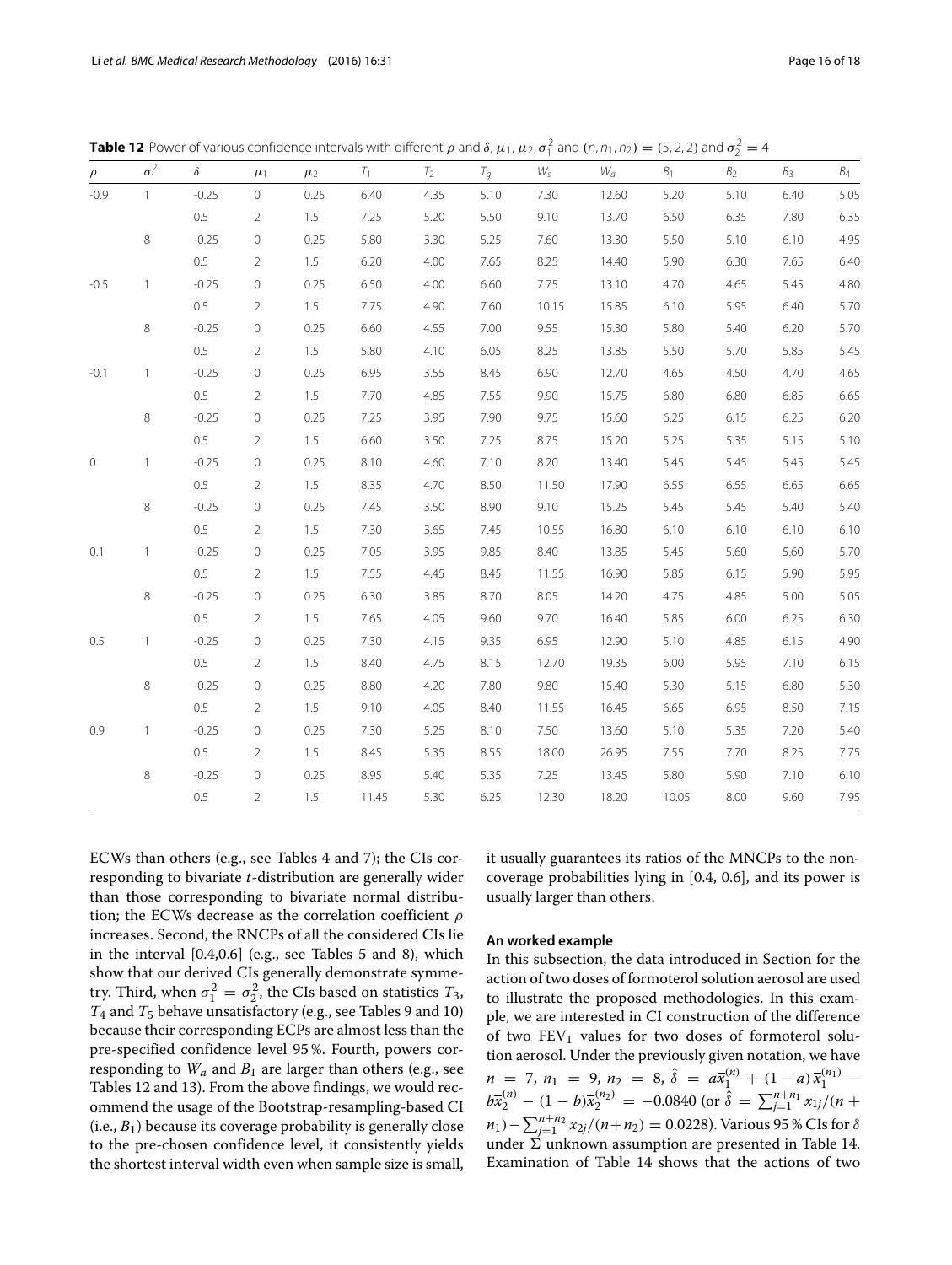**Table 12** Power of various confidence intervals with different $\rho$ and $\delta$, $\mu_1, \mu_2, \sigma_1^2$ and $(n, n_1, n_2) = (5, 2, 2)$ and $\sigma_2^2 = 4$

| $\rho$ | $\sigma_1^2$ | $\delta$ | $\mu_1$ | $\mu_2$ | $T_1$ | $T_2$ | $T_g$ | $W_s$ | $W_a$ | $B_1$ | $B_2$ | $B_3$ | $B_4$ |
|---|---|---|---|---|---|---|---|---|---|---|---|---|---|
| -0.9 | 1 | -0.25 | 0 | 0.25 | 6.40 | 4.35 | 5.10 | 7.30 | 12.60 | 5.20 | 5.10 | 6.40 | 5.05 |
| | | 0.5 | 2 | 1.5 | 7.25 | 5.20 | 5.50 | 9.10 | 13.70 | 6.50 | 6.35 | 7.80 | 6.35 |
| | 8 | -0.25 | 0 | 0.25 | 5.80 | 3.30 | 5.25 | 7.60 | 13.30 | 5.50 | 5.10 | 6.10 | 4.95 |
| | | 0.5 | 2 | 1.5 | 6.20 | 4.00 | 7.65 | 8.25 | 14.40 | 5.90 | 6.30 | 7.65 | 6.40 |
| -0.5 | 1 | -0.25 | 0 | 0.25 | 6.50 | 4.00 | 6.60 | 7.75 | 13.10 | 4.70 | 4.65 | 5.45 | 4.80 |
| | | 0.5 | 2 | 1.5 | 7.75 | 4.90 | 7.60 | 10.15 | 15.85 | 6.10 | 5.95 | 6.40 | 5.70 |
| | 8 | -0.25 | 0 | 0.25 | 6.60 | 4.55 | 7.00 | 9.55 | 15.30 | 5.80 | 5.40 | 6.20 | 5.70 |
| | | 0.5 | 2 | 1.5 | 5.80 | 4.10 | 6.05 | 8.25 | 13.85 | 5.50 | 5.70 | 5.85 | 5.45 |
| -0.1 | 1 | -0.25 | 0 | 0.25 | 6.95 | 3.55 | 8.45 | 6.90 | 12.70 | 4.65 | 4.50 | 4.70 | 4.65 |
| | | 0.5 | 2 | 1.5 | 7.70 | 4.85 | 7.55 | 9.90 | 15.75 | 6.80 | 6.80 | 6.85 | 6.65 |
| | 8 | -0.25 | 0 | 0.25 | 7.25 | 3.95 | 7.90 | 9.75 | 15.60 | 6.25 | 6.15 | 6.25 | 6.20 |
| | | 0.5 | 2 | 1.5 | 6.60 | 3.50 | 7.25 | 8.75 | 15.20 | 5.25 | 5.35 | 5.15 | 5.10 |
| 0 | 1 | -0.25 | 0 | 0.25 | 8.10 | 4.60 | 7.10 | 8.20 | 13.40 | 5.45 | 5.45 | 5.45 | 5.45 |
| | | 0.5 | 2 | 1.5 | 8.35 | 4.70 | 8.50 | 11.50 | 17.90 | 6.55 | 6.55 | 6.65 | 6.65 |
| | 8 | -0.25 | 0 | 0.25 | 7.45 | 3.50 | 8.90 | 9.10 | 15.25 | 5.45 | 5.45 | 5.40 | 5.40 |
| | | 0.5 | 2 | 1.5 | 7.30 | 3.65 | 7.45 | 10.55 | 16.80 | 6.10 | 6.10 | 6.10 | 6.10 |
| 0.1 | 1 | -0.25 | 0 | 0.25 | 7.05 | 3.95 | 9.85 | 8.40 | 13.85 | 5.45 | 5.60 | 5.60 | 5.70 |
| | | 0.5 | 2 | 1.5 | 7.55 | 4.45 | 8.45 | 11.55 | 16.90 | 5.85 | 6.15 | 5.90 | 5.95 |
| | 8 | -0.25 | 0 | 0.25 | 6.30 | 3.85 | 8.70 | 8.05 | 14.20 | 4.75 | 4.85 | 5.00 | 5.05 |
| | | 0.5 | 2 | 1.5 | 7.65 | 4.05 | 9.60 | 9.70 | 16.40 | 5.85 | 6.00 | 6.25 | 6.30 |
| 0.5 | 1 | -0.25 | 0 | 0.25 | 7.30 | 4.15 | 9.35 | 6.95 | 12.90 | 5.10 | 4.85 | 6.15 | 4.90 |
| | | 0.5 | 2 | 1.5 | 8.40 | 4.75 | 8.15 | 12.70 | 19.35 | 6.00 | 5.95 | 7.10 | 6.15 |
| | 8 | -0.25 | 0 | 0.25 | 8.80 | 4.20 | 7.80 | 9.80 | 15.40 | 5.30 | 5.15 | 6.80 | 5.30 |
| | | 0.5 | 2 | 1.5 | 9.10 | 4.05 | 8.40 | 11.55 | 16.45 | 6.65 | 6.95 | 8.50 | 7.15 |
| 0.9 | 1 | -0.25 | 0 | 0.25 | 7.30 | 5.25 | 8.10 | 7.50 | 13.60 | 5.10 | 5.35 | 7.20 | 5.40 |
| | | 0.5 | 2 | 1.5 | 8.45 | 5.35 | 8.55 | 18.00 | 26.95 | 7.55 | 7.70 | 8.25 | 7.75 |
| | 8 | -0.25 | 0 | 0.25 | 8.95 | 5.40 | 5.35 | 7.25 | 13.45 | 5.80 | 5.90 | 7.10 | 6.10 |
| | | 0.5 | 2 | 1.5 | 11.45 | 5.30 | 6.25 | 12.30 | 18.20 | 10.05 | 8.00 | 9.60 | 7.95 |

ECWs than others (e.g., see Tables 4 and 7); the CIs corresponding to bivariate $t$-distribution are generally wider than those corresponding to bivariate normal distribution; the ECWs decrease as the correlation coefficient $\rho$ increases. Second, the RNCPs of all the considered CIs lie in the interval [0.4,0.6] (e.g., see Tables 5 and 8), which show that our derived CIs generally demonstrate symmetry. Third, when $\sigma_1^2 = \sigma_2^2$, the CIs based on statistics $T_3$, $T_4$ and $T_5$ behave unsatisfactory (e.g., see Tables 9 and 10) because their corresponding ECPs are almost less than the pre-specified confidence level 95 %. Fourth, powers corresponding to $W_a$ and $B_1$ are larger than others (e.g., see Tables 12 and 13). From the above findings, we would recommend the usage of the Bootstrap-resampling-based CI (i.e., $B_1$) because its coverage probability is generally close to the pre-chosen confidence level, it consistently yields the shortest interval width even when sample size is small, it usually guarantees its ratios of the MNCPs to the non-coverage probabilities lying in [0.4, 0.6], and its power is usually larger than others.

#### An worked example

In this subsection, the data introduced in Section for the action of two doses of formoterol solution aerosol are used to illustrate the proposed methodologies. In this example, we are interested in CI construction of the difference of two $\text{FEV}_1$ values for two doses of formoterol solution aerosol. Under the previously given notation, we have $n = 7$, $n_1 = 9$, $n_2 = 8$, $\hat{\delta} = a\bar{x}_1^{(n)} + (1-a)\bar{x}_1^{(n_1)} - b\bar{x}_2^{(n)} - (1-b)\bar{x}_2^{(n_2)} = -0.0840$ (or $\hat{\delta} = \sum_{j=1}^{n+n_1} x_{1j}/(n+n_1) - \sum_{j=1}^{n+n_2} x_{2j}/(n+n_2) = 0.0228$). Various 95 % CIs for $\delta$ under $\Sigma$ unknown assumption are presented in Table 14. Examination of Table 14 shows that the actions of two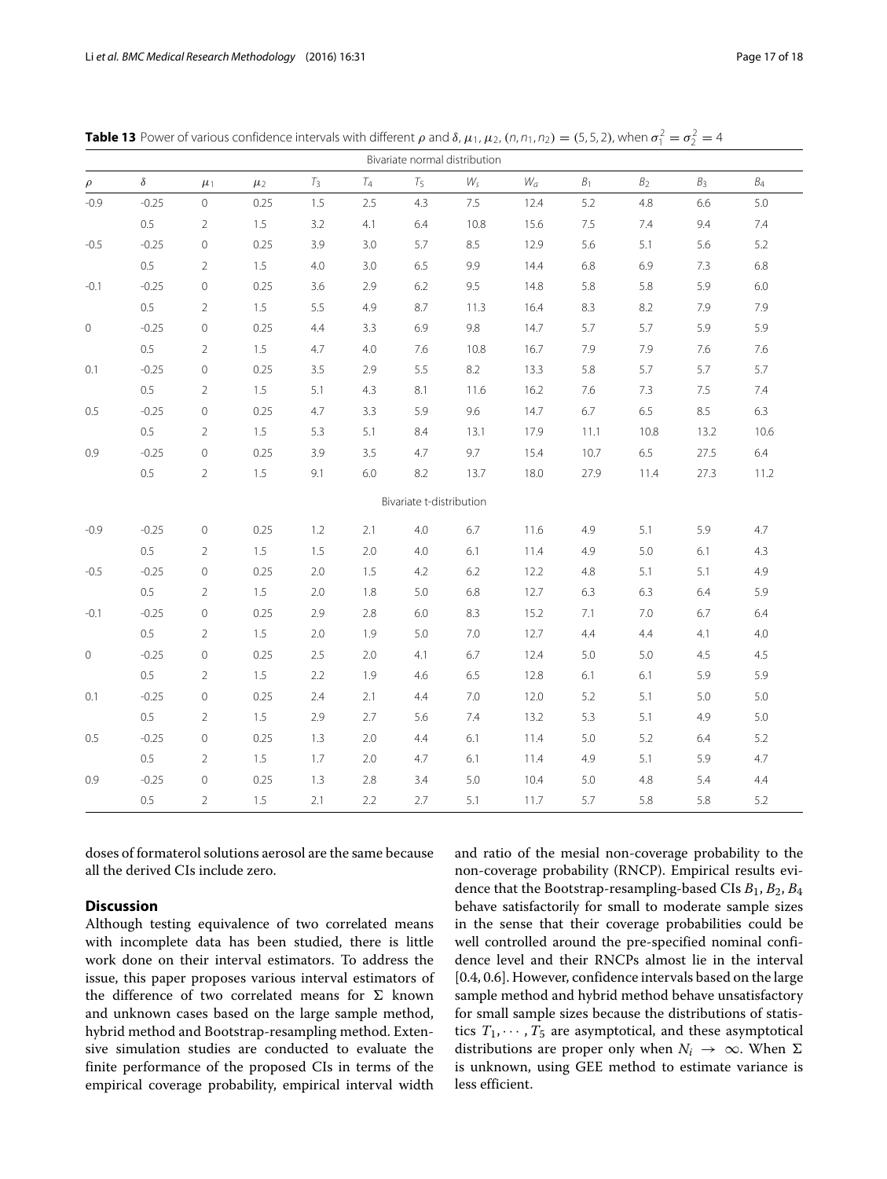**Table 13** Power of various confidence intervals with different $\rho$ and $\delta$, $\mu_1$, $\mu_2$, $(n, n_1, n_2) = (5, 5, 2)$, when $\sigma_1^2 = \sigma_2^2 = 4$

| $\rho$ | $\delta$ | $\mu_1$ | $\mu_2$ | $T_3$ | $T_4$ | $T_5$ | $W_s$ | $W_a$ | $B_1$ | $B_2$ | $B_3$ | $B_4$ |
|---|---|---|---|---|---|---|---|---|---|---|---|---|
| Bivariate normal distribution | | | | | | | | | | | | |
| -0.9 | -0.25 | 0 | 0.25 | 1.5 | 2.5 | 4.3 | 7.5 | 12.4 | 5.2 | 4.8 | 6.6 | 5.0 |
| | 0.5 | 2 | 1.5 | 3.2 | 4.1 | 6.4 | 10.8 | 15.6 | 7.5 | 7.4 | 9.4 | 7.4 |
| -0.5 | -0.25 | 0 | 0.25 | 3.9 | 3.0 | 5.7 | 8.5 | 12.9 | 5.6 | 5.1 | 5.6 | 5.2 |
| | 0.5 | 2 | 1.5 | 4.0 | 3.0 | 6.5 | 9.9 | 14.4 | 6.8 | 6.9 | 7.3 | 6.8 |
| -0.1 | -0.25 | 0 | 0.25 | 3.6 | 2.9 | 6.2 | 9.5 | 14.8 | 5.8 | 5.8 | 5.9 | 6.0 |
| | 0.5 | 2 | 1.5 | 5.5 | 4.9 | 8.7 | 11.3 | 16.4 | 8.3 | 8.2 | 7.9 | 7.9 |
| 0 | -0.25 | 0 | 0.25 | 4.4 | 3.3 | 6.9 | 9.8 | 14.7 | 5.7 | 5.7 | 5.9 | 5.9 |
| | 0.5 | 2 | 1.5 | 4.7 | 4.0 | 7.6 | 10.8 | 16.7 | 7.9 | 7.9 | 7.6 | 7.6 |
| 0.1 | -0.25 | 0 | 0.25 | 3.5 | 2.9 | 5.5 | 8.2 | 13.3 | 5.8 | 5.7 | 5.7 | 5.7 |
| | 0.5 | 2 | 1.5 | 5.1 | 4.3 | 8.1 | 11.6 | 16.2 | 7.6 | 7.3 | 7.5 | 7.4 |
| 0.5 | -0.25 | 0 | 0.25 | 4.7 | 3.3 | 5.9 | 9.6 | 14.7 | 6.7 | 6.5 | 8.5 | 6.3 |
| | 0.5 | 2 | 1.5 | 5.3 | 5.1 | 8.4 | 13.1 | 17.9 | 11.1 | 10.8 | 13.2 | 10.6 |
| 0.9 | -0.25 | 0 | 0.25 | 3.9 | 3.5 | 4.7 | 9.7 | 15.4 | 10.7 | 6.5 | 27.5 | 6.4 |
| | 0.5 | 2 | 1.5 | 9.1 | 6.0 | 8.2 | 13.7 | 18.0 | 27.9 | 11.4 | 27.3 | 11.2 |
| Bivariate t-distribution | | | | | | | | | | | | |
| -0.9 | -0.25 | 0 | 0.25 | 1.2 | 2.1 | 4.0 | 6.7 | 11.6 | 4.9 | 5.1 | 5.9 | 4.7 |
| | 0.5 | 2 | 1.5 | 1.5 | 2.0 | 4.0 | 6.1 | 11.4 | 4.9 | 5.0 | 6.1 | 4.3 |
| -0.5 | -0.25 | 0 | 0.25 | 2.0 | 1.5 | 4.2 | 6.2 | 12.2 | 4.8 | 5.1 | 5.1 | 4.9 |
| | 0.5 | 2 | 1.5 | 2.0 | 1.8 | 5.0 | 6.8 | 12.7 | 6.3 | 6.3 | 6.4 | 5.9 |
| -0.1 | -0.25 | 0 | 0.25 | 2.9 | 2.8 | 6.0 | 8.3 | 15.2 | 7.1 | 7.0 | 6.7 | 6.4 |
| | 0.5 | 2 | 1.5 | 2.0 | 1.9 | 5.0 | 7.0 | 12.7 | 4.4 | 4.4 | 4.1 | 4.0 |
| 0 | -0.25 | 0 | 0.25 | 2.5 | 2.0 | 4.1 | 6.7 | 12.4 | 5.0 | 5.0 | 4.5 | 4.5 |
| | 0.5 | 2 | 1.5 | 2.2 | 1.9 | 4.6 | 6.5 | 12.8 | 6.1 | 6.1 | 5.9 | 5.9 |
| 0.1 | -0.25 | 0 | 0.25 | 2.4 | 2.1 | 4.4 | 7.0 | 12.0 | 5.2 | 5.1 | 5.0 | 5.0 |
| | 0.5 | 2 | 1.5 | 2.9 | 2.7 | 5.6 | 7.4 | 13.2 | 5.3 | 5.1 | 4.9 | 5.0 |
| 0.5 | -0.25 | 0 | 0.25 | 1.3 | 2.0 | 4.4 | 6.1 | 11.4 | 5.0 | 5.2 | 6.4 | 5.2 |
| | 0.5 | 2 | 1.5 | 1.7 | 2.0 | 4.7 | 6.1 | 11.4 | 4.9 | 5.1 | 5.9 | 4.7 |
| 0.9 | -0.25 | 0 | 0.25 | 1.3 | 2.8 | 3.4 | 5.0 | 10.4 | 5.0 | 4.8 | 5.4 | 4.4 |
| | 0.5 | 2 | 1.5 | 2.1 | 2.2 | 2.7 | 5.1 | 11.7 | 5.7 | 5.8 | 5.8 | 5.2 |

doses of formaterol solutions aerosol are the same because all the derived CIs include zero.

## Discussion

Although testing equivalence of two correlated means with incomplete data has been studied, there is little work done on their interval estimators. To address the issue, this paper proposes various interval estimators of the difference of two correlated means for $\Sigma$ known and unknown cases based on the large sample method, hybrid method and Bootstrap-resampling method. Extensive simulation studies are conducted to evaluate the finite performance of the proposed CIs in terms of the empirical coverage probability, empirical interval width and ratio of the mesial non-coverage probability to the non-coverage probability (RNCP). Empirical results evidence that the Bootstrap-resampling-based CIs $B_1, B_2, B_4$ behave satisfactorily for small to moderate sample sizes in the sense that their coverage probabilities could be well controlled around the pre-specified nominal confidence level and their RNCPs almost lie in the interval [0.4, 0.6]. However, confidence intervals based on the large sample method and hybrid method behave unsatisfactory for small sample sizes because the distributions of statistics $T_1, \cdots, T_5$ are asymptotical, and these asymptotical distributions are proper only when $N_i \to \infty$. When $\Sigma$ is unknown, using GEE method to estimate variance is less efficient.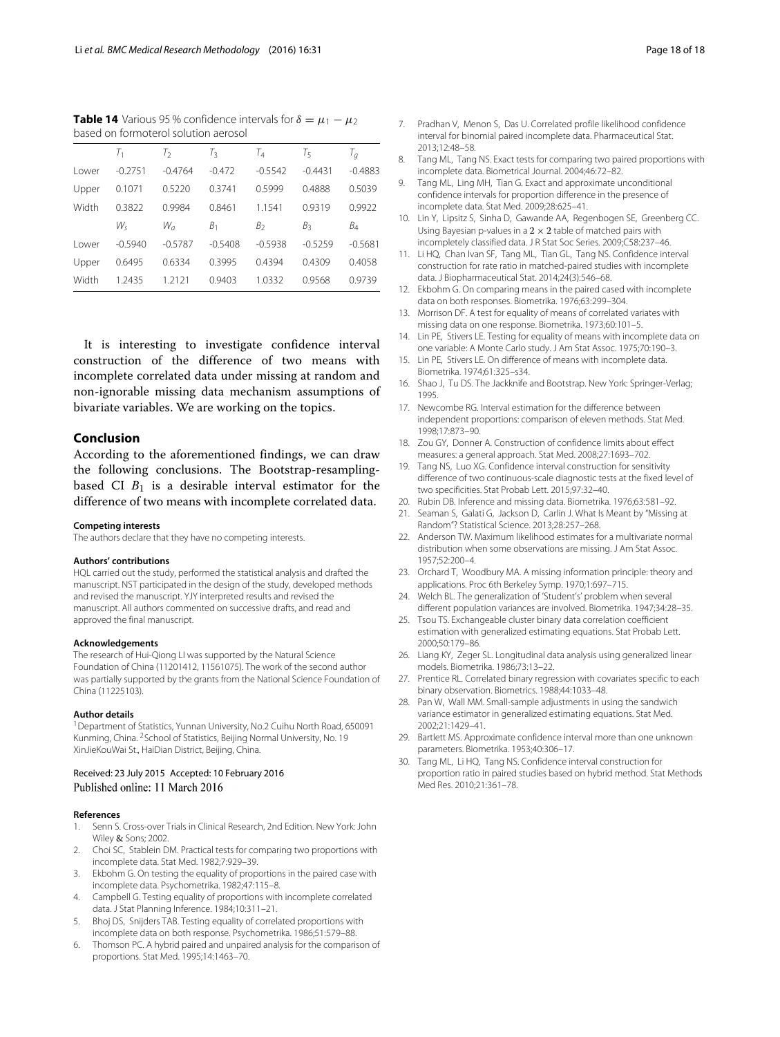**Table 14** Various 95 % confidence intervals for $\delta = \mu_1 - \mu_2$ based on formoterol solution aerosol

| | $T_1$ | $T_2$ | $T_3$ | $T_4$ | $T_5$ | $T_g$ |
|---|---|---|---|---|---|---|
| Lower | -0.2751 | -0.4764 | -0.472 | -0.5542 | -0.4431 | -0.4883 |
| Upper | 0.1071 | 0.5220 | 0.3741 | 0.5999 | 0.4888 | 0.5039 |
| Width | 0.3822 | 0.9984 | 0.8461 | 1.1541 | 0.9319 | 0.9922 |
| | $W_s$ | $W_a$ | $B_1$ | $B_2$ | $B_3$ | $B_4$ |
| Lower | -0.5940 | -0.5787 | -0.5408 | -0.5938 | -0.5259 | -0.5681 |
| Upper | 0.6495 | 0.6334 | 0.3995 | 0.4394 | 0.4309 | 0.4058 |
| Width | 1.2435 | 1.2121 | 0.9403 | 1.0332 | 0.9568 | 0.9739 |

It is interesting to investigate confidence interval construction of the difference of two means with incomplete correlated data under missing at random and non-ignorable missing data mechanism assumptions of bivariate variables. We are working on the topics.

## Conclusion

According to the aforementioned findings, we can draw the following conclusions. The Bootstrap-resampling-based CI $B_1$ is a desirable interval estimator for the difference of two means with incomplete correlated data.

#### Competing interests

The authors declare that they have no competing interests.

#### Authors' contributions

HQL carried out the study, performed the statistical analysis and drafted the manuscript. NST participated in the design of the study, developed methods and revised the manuscript. YJY interpreted results and revised the manuscript. All authors commented on successive drafts, and read and approved the final manuscript.

#### Acknowledgements

The research of Hui-Qiong LI was supported by the Natural Science Foundation of China (11201412, 11561075). The work of the second author was partially supported by the grants from the National Science Foundation of China (11225103).

#### Author details

[1]Department of Statistics, Yunnan University, No.2 Cuihu North Road, 650091 Kunming, China. [2]School of Statistics, Beijing Normal University, No. 19 XinJieKouWai St., HaiDian District, Beijing, China.

Received: 23 July 2015 Accepted: 10 February 2016
Published online: 11 March 2016

#### References

1. Senn S. Cross-over Trials in Clinical Research, 2nd Edition. New York: John Wiley & Sons; 2002.
2. Choi SC, Stablein DM. Practical tests for comparing two proportions with incomplete data. Stat Med. 1982;7:929–39.
3. Ekbohm G. On testing the equality of proportions in the paired case with incomplete data. Psychometrika. 1982;47:115–8.
4. Campbell G. Testing equality of proportions with incomplete correlated data. J Stat Planning Inference. 1984;10:311–21.
5. Bhoj DS, Snijders TAB. Testing equality of correlated proportions with incomplete data on both response. Psychometrika. 1986;51:579–88.
6. Thomson PC. A hybrid paired and unpaired analysis for the comparison of proportions. Stat Med. 1995;14:1463–70.
7. Pradhan V, Menon S, Das U. Correlated profile likelihood confidence interval for binomial paired incomplete data. Pharmaceutical Stat. 2013;12:48–58.
8. Tang ML, Tang NS. Exact tests for comparing two paired proportions with incomplete data. Biometrical Journal. 2004;46:72–82.
9. Tang ML, Ling MH, Tian G. Exact and approximate unconditional confidence intervals for proportion difference in the presence of incomplete data. Stat Med. 2009;28:625–41.
10. Lin Y, Lipsitz S, Sinha D, Gawande AA, Regenbogen SE, Greenberg CC. Using Bayesian p-values in a $2 \times 2$ table of matched pairs with incompletely classified data. J R Stat Soc Series. 2009;C58:237–46.
11. Li HQ, Chan Ivan SF, Tang ML, Tian GL, Tang NS. Confidence interval construction for rate ratio in matched-paired studies with incomplete data. J Biopharmaceutical Stat. 2014;24(3):546–68.
12. Ekbohm G. On comparing means in the paired cased with incomplete data on both responses. Biometrika. 1976;63:299–304.
13. Morrison DF. A test for equality of means of correlated variates with missing data on one response. Biometrika. 1973;60:101–5.
14. Lin PE, Stivers LE. Testing for equality of means with incomplete data on one variable: A Monte Carlo study. J Am Stat Assoc. 1975;70:190–3.
15. Lin PE, Stivers LE. On difference of means with incomplete data. Biometrika. 1974;61:325–s34.
16. Shao J, Tu DS. The Jackknife and Bootstrap. New York: Springer-Verlag; 1995.
17. Newcombe RG. Interval estimation for the difference between independent proportions: comparison of eleven methods. Stat Med. 1998;17:873–90.
18. Zou GY, Donner A. Construction of confidence limits about effect measures: a general approach. Stat Med. 2008;27:1693–702.
19. Tang NS, Luo XG. Confidence interval construction for sensitivity difference of two continuous-scale diagnostic tests at the fixed level of two specificities. Stat Probab Lett. 2015;97:32–40.
20. Rubin DB. Inference and missing data. Biometrika. 1976;63:581–92.
21. Seaman S, Galati G, Jackson D, Carlin J. What Is Meant by "Missing at Random"? Statistical Science. 2013;28:257–268.
22. Anderson TW. Maximum likelihood estimates for a multivariate normal distribution when some observations are missing. J Am Stat Assoc. 1957;52:200–4.
23. Orchard T, Woodbury MA. A missing information principle: theory and applications. Proc 6th Berkeley Symp. 1970;1:697–715.
24. Welch BL. The generalization of 'Student's' problem when several different population variances are involved. Biometrika. 1947;34:28–35.
25. Tsou TS. Exchangeable cluster binary data correlation coefficient estimation with generalized estimating equations. Stat Probab Lett. 2000;50:179–86.
26. Liang KY, Zeger SL. Longitudinal data analysis using generalized linear models. Biometrika. 1986;73:13–22.
27. Prentice RL. Correlated binary regression with covariates specific to each binary observation. Biometrics. 1988;44:1033–48.
28. Pan W, Wall MM. Small-sample adjustments in using the sandwich variance estimator in generalized estimating equations. Stat Med. 2002;21:1429–41.
29. Bartlett MS. Approximate confidence interval more than one unknown parameters. Biometrika. 1953;40:306–17.
30. Tang ML, Li HQ, Tang NS. Confidence interval construction for proportion ratio in paired studies based on hybrid method. Stat Methods Med Res. 2010;21:361–78.